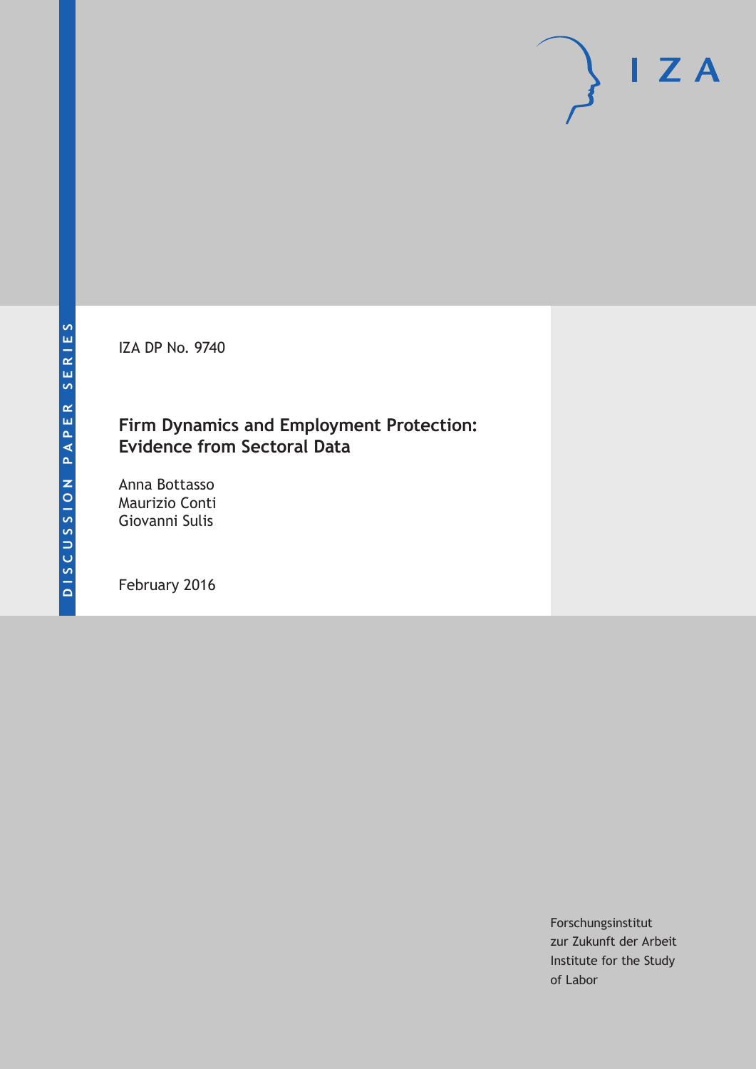DISCUSSION PAPER SERIES

IZA

IZA DP No. 9740

# Firm Dynamics and Employment Protection: Evidence from Sectoral Data

Anna Bottasso
Maurizio Conti
Giovanni Sulis

February 2016

Forschungsinstitut
zur Zukunft der Arbeit
Institute for the Study
of Labor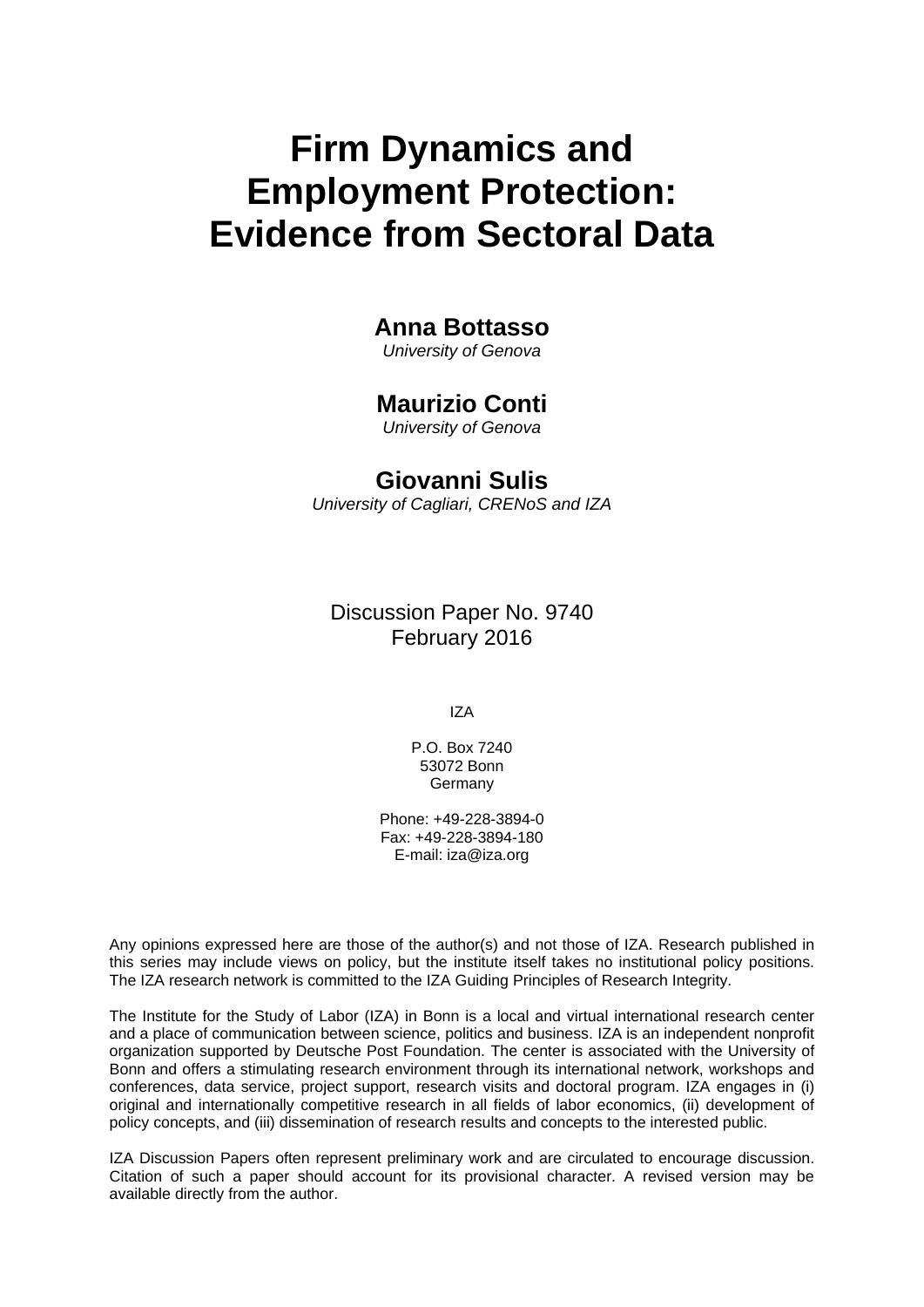# Firm Dynamics and Employment Protection: Evidence from Sectoral Data

**Anna Bottasso**  
*University of Genova*

**Maurizio Conti**  
*University of Genova*

**Giovanni Sulis**  
*University of Cagliari, CRENoS and IZA*

Discussion Paper No. 9740  
February 2016

IZA

P.O. Box 7240  
53072 Bonn  
Germany

Phone: +49-228-3894-0  
Fax: +49-228-3894-180  
E-mail: iza@iza.org

Any opinions expressed here are those of the author(s) and not those of IZA. Research published in this series may include views on policy, but the institute itself takes no institutional policy positions. The IZA research network is committed to the IZA Guiding Principles of Research Integrity.

The Institute for the Study of Labor (IZA) in Bonn is a local and virtual international research center and a place of communication between science, politics and business. IZA is an independent nonprofit organization supported by Deutsche Post Foundation. The center is associated with the University of Bonn and offers a stimulating research environment through its international network, workshops and conferences, data service, project support, research visits and doctoral program. IZA engages in (i) original and internationally competitive research in all fields of labor economics, (ii) development of policy concepts, and (iii) dissemination of research results and concepts to the interested public.

IZA Discussion Papers often represent preliminary work and are circulated to encourage discussion. Citation of such a paper should account for its provisional character. A revised version may be available directly from the author.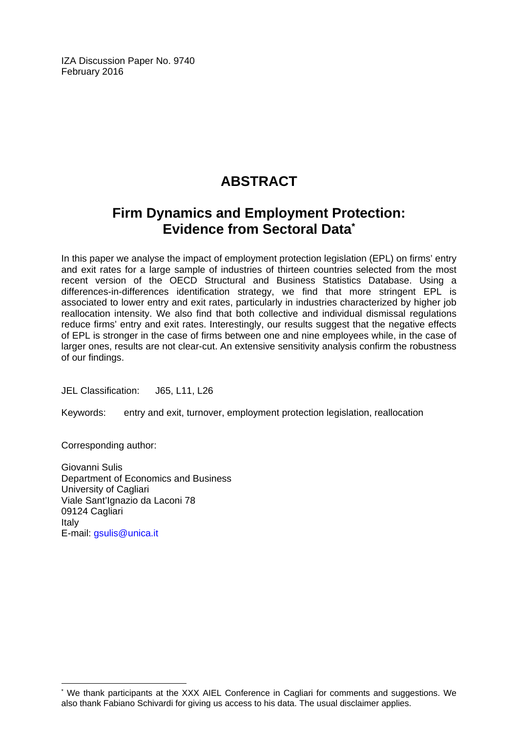IZA Discussion Paper No. 9740
February 2016

# ABSTRACT

## Firm Dynamics and Employment Protection: Evidence from Sectoral Data*

In this paper we analyse the impact of employment protection legislation (EPL) on firms' entry and exit rates for a large sample of industries of thirteen countries selected from the most recent version of the OECD Structural and Business Statistics Database. Using a differences-in-differences identification strategy, we find that more stringent EPL is associated to lower entry and exit rates, particularly in industries characterized by higher job reallocation intensity. We also find that both collective and individual dismissal regulations reduce firms' entry and exit rates. Interestingly, our results suggest that the negative effects of EPL is stronger in the case of firms between one and nine employees while, in the case of larger ones, results are not clear-cut. An extensive sensitivity analysis confirm the robustness of our findings.

JEL Classification: J65, L11, L26

Keywords: entry and exit, turnover, employment protection legislation, reallocation

Corresponding author:

Giovanni Sulis
Department of Economics and Business
University of Cagliari
Viale Sant'Ignazio da Laconi 78
09124 Cagliari
Italy
E-mail: gsulis@unica.it

* We thank participants at the XXX AIEL Conference in Cagliari for comments and suggestions. We also thank Fabiano Schivardi for giving us access to his data. The usual disclaimer applies.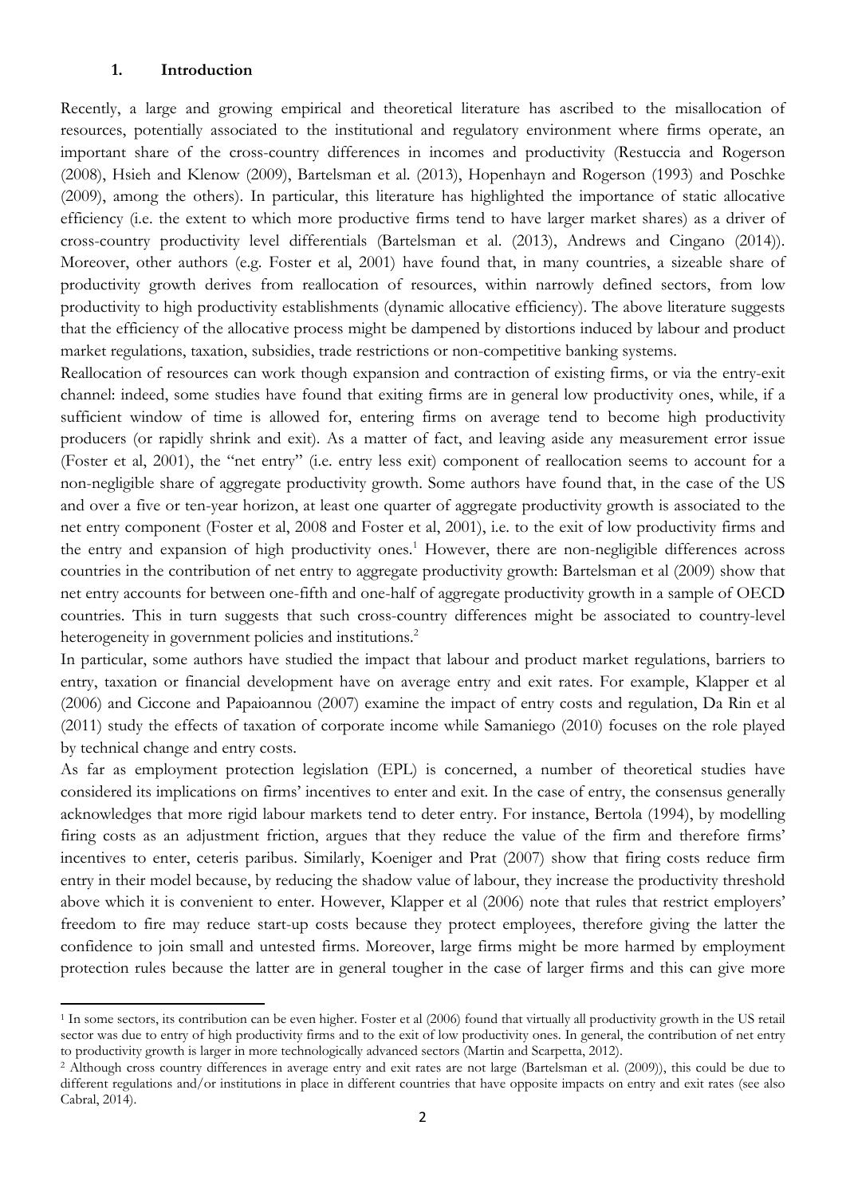## 1. Introduction

Recently, a large and growing empirical and theoretical literature has ascribed to the misallocation of resources, potentially associated to the institutional and regulatory environment where firms operate, an important share of the cross-country differences in incomes and productivity (Restuccia and Rogerson (2008), Hsieh and Klenow (2009), Bartelsman et al. (2013), Hopenhayn and Rogerson (1993) and Poschke (2009), among the others). In particular, this literature has highlighted the importance of static allocative efficiency (i.e. the extent to which more productive firms tend to have larger market shares) as a driver of cross-country productivity level differentials (Bartelsman et al. (2013), Andrews and Cingano (2014)). Moreover, other authors (e.g. Foster et al, 2001) have found that, in many countries, a sizeable share of productivity growth derives from reallocation of resources, within narrowly defined sectors, from low productivity to high productivity establishments (dynamic allocative efficiency). The above literature suggests that the efficiency of the allocative process might be dampened by distortions induced by labour and product market regulations, taxation, subsidies, trade restrictions or non-competitive banking systems.

Reallocation of resources can work though expansion and contraction of existing firms, or via the entry-exit channel: indeed, some studies have found that exiting firms are in general low productivity ones, while, if a sufficient window of time is allowed for, entering firms on average tend to become high productivity producers (or rapidly shrink and exit). As a matter of fact, and leaving aside any measurement error issue (Foster et al, 2001), the "net entry" (i.e. entry less exit) component of reallocation seems to account for a non-negligible share of aggregate productivity growth. Some authors have found that, in the case of the US and over a five or ten-year horizon, at least one quarter of aggregate productivity growth is associated to the net entry component (Foster et al, 2008 and Foster et al, 2001), i.e. to the exit of low productivity firms and the entry and expansion of high productivity ones.[1] However, there are non-negligible differences across countries in the contribution of net entry to aggregate productivity growth: Bartelsman et al (2009) show that net entry accounts for between one-fifth and one-half of aggregate productivity growth in a sample of OECD countries. This in turn suggests that such cross-country differences might be associated to country-level heterogeneity in government policies and institutions.[2]

In particular, some authors have studied the impact that labour and product market regulations, barriers to entry, taxation or financial development have on average entry and exit rates. For example, Klapper et al (2006) and Ciccone and Papaioannou (2007) examine the impact of entry costs and regulation, Da Rin et al (2011) study the effects of taxation of corporate income while Samaniego (2010) focuses on the role played by technical change and entry costs.

As far as employment protection legislation (EPL) is concerned, a number of theoretical studies have considered its implications on firms' incentives to enter and exit. In the case of entry, the consensus generally acknowledges that more rigid labour markets tend to deter entry. For instance, Bertola (1994), by modelling firing costs as an adjustment friction, argues that they reduce the value of the firm and therefore firms' incentives to enter, ceteris paribus. Similarly, Koeniger and Prat (2007) show that firing costs reduce firm entry in their model because, by reducing the shadow value of labour, they increase the productivity threshold above which it is convenient to enter. However, Klapper et al (2006) note that rules that restrict employers' freedom to fire may reduce start-up costs because they protect employees, therefore giving the latter the confidence to join small and untested firms. Moreover, large firms might be more harmed by employment protection rules because the latter are in general tougher in the case of larger firms and this can give more

---

[1] In some sectors, its contribution can be even higher. Foster et al (2006) found that virtually all productivity growth in the US retail sector was due to entry of high productivity firms and to the exit of low productivity ones. In general, the contribution of net entry to productivity growth is larger in more technologically advanced sectors (Martin and Scarpetta, 2012).

[2] Although cross country differences in average entry and exit rates are not large (Bartelsman et al. (2009)), this could be due to different regulations and/or institutions in place in different countries that have opposite impacts on entry and exit rates (see also Cabral, 2014).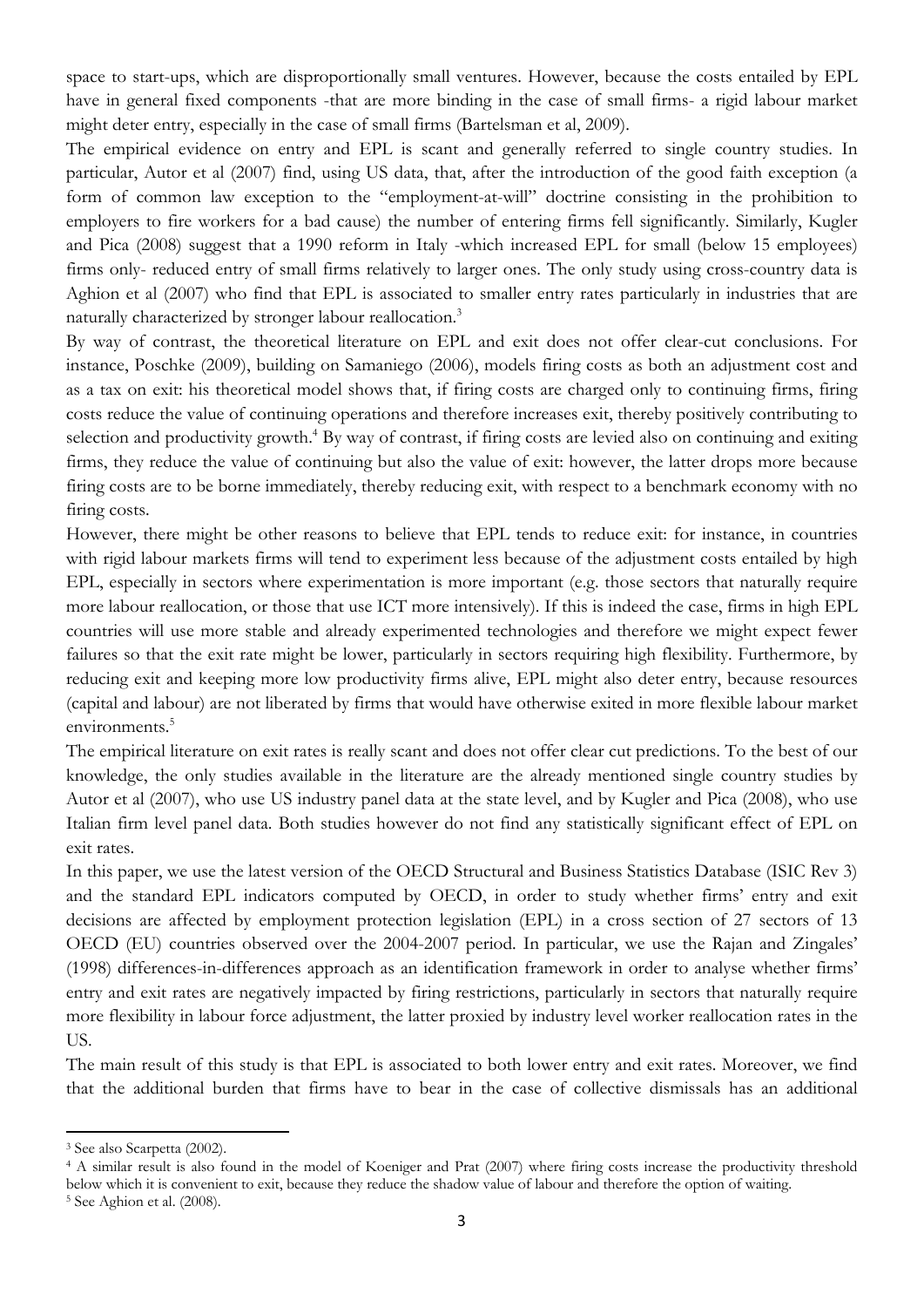space to start-ups, which are disproportionally small ventures. However, because the costs entailed by EPL have in general fixed components -that are more binding in the case of small firms- a rigid labour market might deter entry, especially in the case of small firms (Bartelsman et al, 2009).

The empirical evidence on entry and EPL is scant and generally referred to single country studies. In particular, Autor et al (2007) find, using US data, that, after the introduction of the good faith exception (a form of common law exception to the "employment-at-will" doctrine consisting in the prohibition to employers to fire workers for a bad cause) the number of entering firms fell significantly. Similarly, Kugler and Pica (2008) suggest that a 1990 reform in Italy -which increased EPL for small (below 15 employees) firms only- reduced entry of small firms relatively to larger ones. The only study using cross-country data is Aghion et al (2007) who find that EPL is associated to smaller entry rates particularly in industries that are naturally characterized by stronger labour reallocation.[3]

By way of contrast, the theoretical literature on EPL and exit does not offer clear-cut conclusions. For instance, Poschke (2009), building on Samaniego (2006), models firing costs as both an adjustment cost and as a tax on exit: his theoretical model shows that, if firing costs are charged only to continuing firms, firing costs reduce the value of continuing operations and therefore increases exit, thereby positively contributing to selection and productivity growth.[4] By way of contrast, if firing costs are levied also on continuing and exiting firms, they reduce the value of continuing but also the value of exit: however, the latter drops more because firing costs are to be borne immediately, thereby reducing exit, with respect to a benchmark economy with no firing costs.

However, there might be other reasons to believe that EPL tends to reduce exit: for instance, in countries with rigid labour markets firms will tend to experiment less because of the adjustment costs entailed by high EPL, especially in sectors where experimentation is more important (e.g. those sectors that naturally require more labour reallocation, or those that use ICT more intensively). If this is indeed the case, firms in high EPL countries will use more stable and already experimented technologies and therefore we might expect fewer failures so that the exit rate might be lower, particularly in sectors requiring high flexibility. Furthermore, by reducing exit and keeping more low productivity firms alive, EPL might also deter entry, because resources (capital and labour) are not liberated by firms that would have otherwise exited in more flexible labour market environments.[5]

The empirical literature on exit rates is really scant and does not offer clear cut predictions. To the best of our knowledge, the only studies available in the literature are the already mentioned single country studies by Autor et al (2007), who use US industry panel data at the state level, and by Kugler and Pica (2008), who use Italian firm level panel data. Both studies however do not find any statistically significant effect of EPL on exit rates.

In this paper, we use the latest version of the OECD Structural and Business Statistics Database (ISIC Rev 3) and the standard EPL indicators computed by OECD, in order to study whether firms' entry and exit decisions are affected by employment protection legislation (EPL) in a cross section of 27 sectors of 13 OECD (EU) countries observed over the 2004-2007 period. In particular, we use the Rajan and Zingales' (1998) differences-in-differences approach as an identification framework in order to analyse whether firms' entry and exit rates are negatively impacted by firing restrictions, particularly in sectors that naturally require more flexibility in labour force adjustment, the latter proxied by industry level worker reallocation rates in the US.

The main result of this study is that EPL is associated to both lower entry and exit rates. Moreover, we find that the additional burden that firms have to bear in the case of collective dismissals has an additional

---

[3] See also Scarpetta (2002).

[4] A similar result is also found in the model of Koeniger and Prat (2007) where firing costs increase the productivity threshold below which it is convenient to exit, because they reduce the shadow value of labour and therefore the option of waiting.

[5] See Aghion et al. (2008).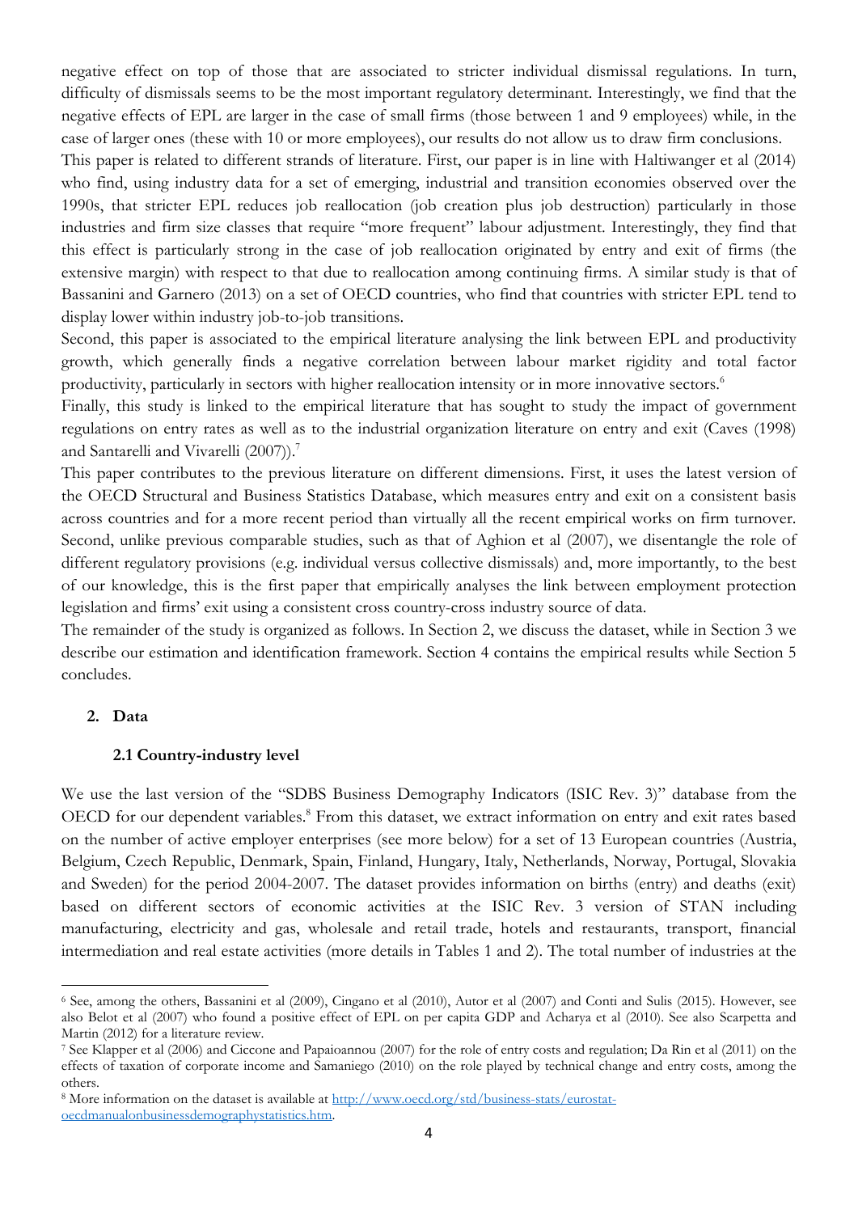negative effect on top of those that are associated to stricter individual dismissal regulations. In turn, difficulty of dismissals seems to be the most important regulatory determinant. Interestingly, we find that the negative effects of EPL are larger in the case of small firms (those between 1 and 9 employees) while, in the case of larger ones (these with 10 or more employees), our results do not allow us to draw firm conclusions.

This paper is related to different strands of literature. First, our paper is in line with Haltiwanger et al (2014) who find, using industry data for a set of emerging, industrial and transition economies observed over the 1990s, that stricter EPL reduces job reallocation (job creation plus job destruction) particularly in those industries and firm size classes that require "more frequent" labour adjustment. Interestingly, they find that this effect is particularly strong in the case of job reallocation originated by entry and exit of firms (the extensive margin) with respect to that due to reallocation among continuing firms. A similar study is that of Bassanini and Garnero (2013) on a set of OECD countries, who find that countries with stricter EPL tend to display lower within industry job-to-job transitions.

Second, this paper is associated to the empirical literature analysing the link between EPL and productivity growth, which generally finds a negative correlation between labour market rigidity and total factor productivity, particularly in sectors with higher reallocation intensity or in more innovative sectors.[6]

Finally, this study is linked to the empirical literature that has sought to study the impact of government regulations on entry rates as well as to the industrial organization literature on entry and exit (Caves (1998) and Santarelli and Vivarelli (2007)).[7]

This paper contributes to the previous literature on different dimensions. First, it uses the latest version of the OECD Structural and Business Statistics Database, which measures entry and exit on a consistent basis across countries and for a more recent period than virtually all the recent empirical works on firm turnover. Second, unlike previous comparable studies, such as that of Aghion et al (2007), we disentangle the role of different regulatory provisions (e.g. individual versus collective dismissals) and, more importantly, to the best of our knowledge, this is the first paper that empirically analyses the link between employment protection legislation and firms' exit using a consistent cross country-cross industry source of data.

The remainder of the study is organized as follows. In Section 2, we discuss the dataset, while in Section 3 we describe our estimation and identification framework. Section 4 contains the empirical results while Section 5 concludes.

## 2. Data

### 2.1 Country-industry level

We use the last version of the "SDBS Business Demography Indicators (ISIC Rev. 3)" database from the OECD for our dependent variables.[8] From this dataset, we extract information on entry and exit rates based on the number of active employer enterprises (see more below) for a set of 13 European countries (Austria, Belgium, Czech Republic, Denmark, Spain, Finland, Hungary, Italy, Netherlands, Norway, Portugal, Slovakia and Sweden) for the period 2004-2007. The dataset provides information on births (entry) and deaths (exit) based on different sectors of economic activities at the ISIC Rev. 3 version of STAN including manufacturing, electricity and gas, wholesale and retail trade, hotels and restaurants, transport, financial intermediation and real estate activities (more details in Tables 1 and 2). The total number of industries at the

---

[6] See, among the others, Bassanini et al (2009), Cingano et al (2010), Autor et al (2007) and Conti and Sulis (2015). However, see also Belot et al (2007) who found a positive effect of EPL on per capita GDP and Acharya et al (2010). See also Scarpetta and Martin (2012) for a literature review.

[7] See Klapper et al (2006) and Ciccone and Papaioannou (2007) for the role of entry costs and regulation; Da Rin et al (2011) on the effects of taxation of corporate income and Samaniego (2010) on the role played by technical change and entry costs, among the others.

[8] More information on the dataset is available at http://www.oecd.org/std/business-stats/eurostat-oecdmanualonbusinessdemographystatistics.htm.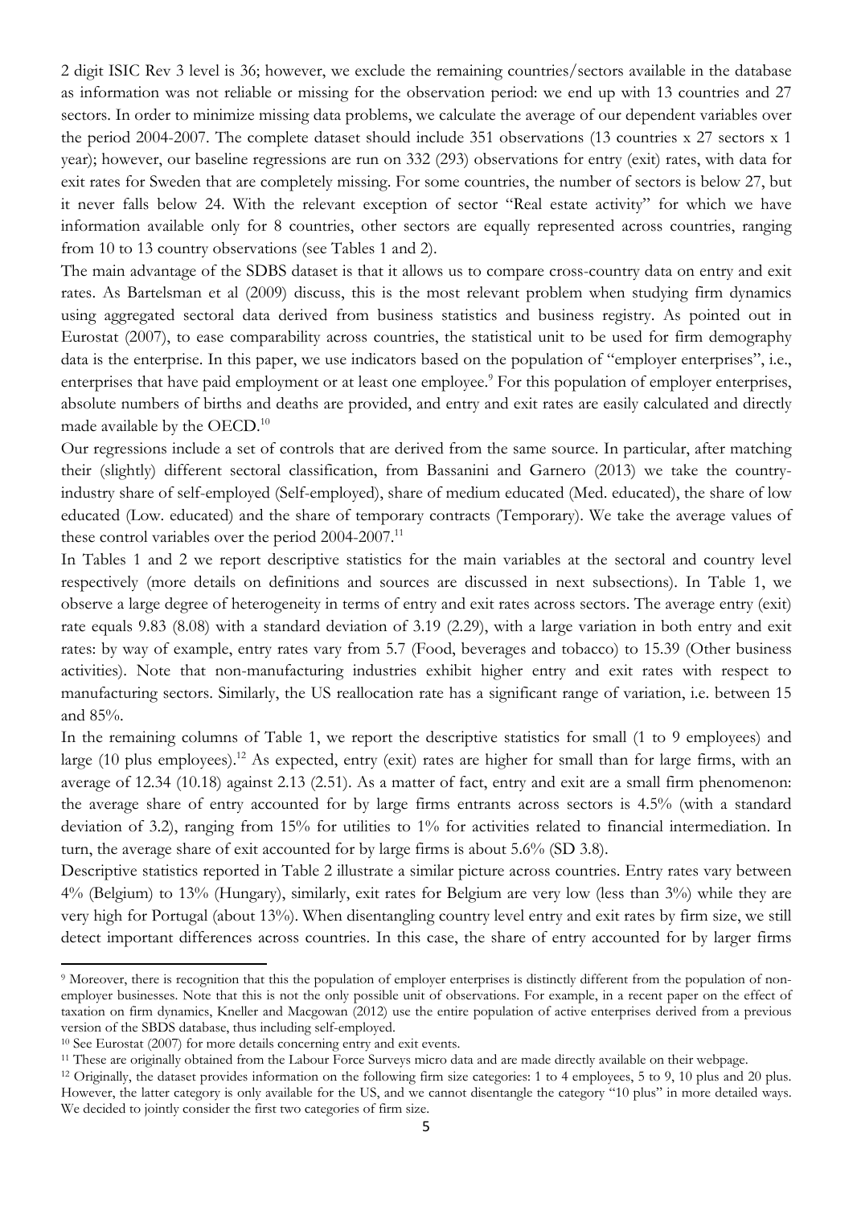2 digit ISIC Rev 3 level is 36; however, we exclude the remaining countries/sectors available in the database as information was not reliable or missing for the observation period: we end up with 13 countries and 27 sectors. In order to minimize missing data problems, we calculate the average of our dependent variables over the period 2004-2007. The complete dataset should include 351 observations (13 countries x 27 sectors x 1 year); however, our baseline regressions are run on 332 (293) observations for entry (exit) rates, with data for exit rates for Sweden that are completely missing. For some countries, the number of sectors is below 27, but it never falls below 24. With the relevant exception of sector "Real estate activity" for which we have information available only for 8 countries, other sectors are equally represented across countries, ranging from 10 to 13 country observations (see Tables 1 and 2).

The main advantage of the SDBS dataset is that it allows us to compare cross-country data on entry and exit rates. As Bartelsman et al (2009) discuss, this is the most relevant problem when studying firm dynamics using aggregated sectoral data derived from business statistics and business registry. As pointed out in Eurostat (2007), to ease comparability across countries, the statistical unit to be used for firm demography data is the enterprise. In this paper, we use indicators based on the population of "employer enterprises", i.e., enterprises that have paid employment or at least one employee.[9] For this population of employer enterprises, absolute numbers of births and deaths are provided, and entry and exit rates are easily calculated and directly made available by the OECD.[10]

Our regressions include a set of controls that are derived from the same source. In particular, after matching their (slightly) different sectoral classification, from Bassanini and Garnero (2013) we take the country-industry share of self-employed (Self-employed), share of medium educated (Med. educated), the share of low educated (Low. educated) and the share of temporary contracts (Temporary). We take the average values of these control variables over the period 2004-2007.[11]

In Tables 1 and 2 we report descriptive statistics for the main variables at the sectoral and country level respectively (more details on definitions and sources are discussed in next subsections). In Table 1, we observe a large degree of heterogeneity in terms of entry and exit rates across sectors. The average entry (exit) rate equals 9.83 (8.08) with a standard deviation of 3.19 (2.29), with a large variation in both entry and exit rates: by way of example, entry rates vary from 5.7 (Food, beverages and tobacco) to 15.39 (Other business activities). Note that non-manufacturing industries exhibit higher entry and exit rates with respect to manufacturing sectors. Similarly, the US reallocation rate has a significant range of variation, i.e. between 15 and 85%.

In the remaining columns of Table 1, we report the descriptive statistics for small (1 to 9 employees) and large (10 plus employees).[12] As expected, entry (exit) rates are higher for small than for large firms, with an average of 12.34 (10.18) against 2.13 (2.51). As a matter of fact, entry and exit are a small firm phenomenon: the average share of entry accounted for by large firms entrants across sectors is 4.5% (with a standard deviation of 3.2), ranging from 15% for utilities to 1% for activities related to financial intermediation. In turn, the average share of exit accounted for by large firms is about 5.6% (SD 3.8).

Descriptive statistics reported in Table 2 illustrate a similar picture across countries. Entry rates vary between 4% (Belgium) to 13% (Hungary), similarly, exit rates for Belgium are very low (less than 3%) while they are very high for Portugal (about 13%). When disentangling country level entry and exit rates by firm size, we still detect important differences across countries. In this case, the share of entry accounted for by larger firms

---

[9] Moreover, there is recognition that this the population of employer enterprises is distinctly different from the population of non-employer businesses. Note that this is not the only possible unit of observations. For example, in a recent paper on the effect of taxation on firm dynamics, Kneller and Macgowan (2012) use the entire population of active enterprises derived from a previous version of the SBDS database, thus including self-employed.

[10] See Eurostat (2007) for more details concerning entry and exit events.

[11] These are originally obtained from the Labour Force Surveys micro data and are made directly available on their webpage.

[12] Originally, the dataset provides information on the following firm size categories: 1 to 4 employees, 5 to 9, 10 plus and 20 plus. However, the latter category is only available for the US, and we cannot disentangle the category "10 plus" in more detailed ways. We decided to jointly consider the first two categories of firm size.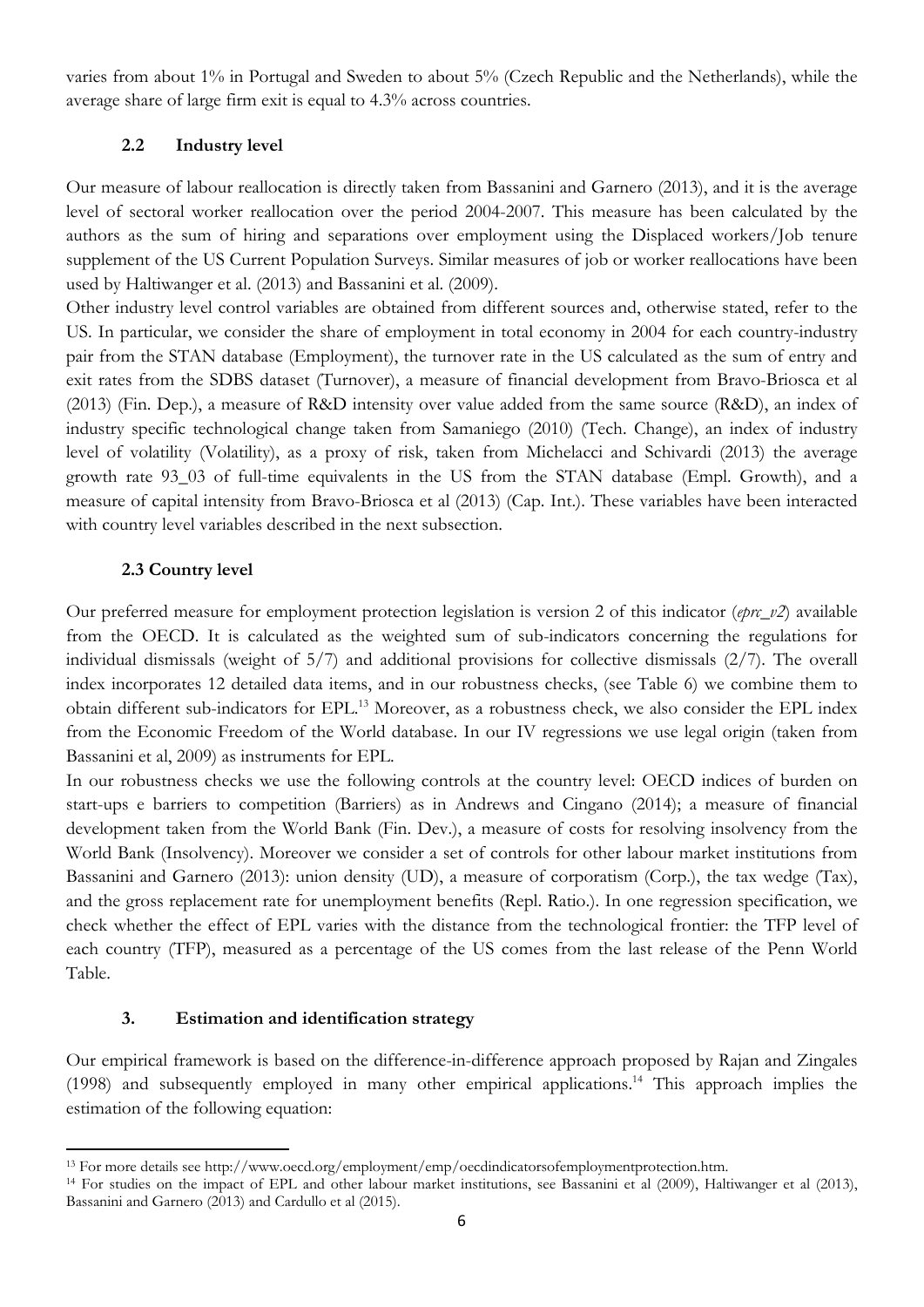varies from about 1% in Portugal and Sweden to about 5% (Czech Republic and the Netherlands), while the average share of large firm exit is equal to 4.3% across countries.

### 2.2 Industry level

Our measure of labour reallocation is directly taken from Bassanini and Garnero (2013), and it is the average level of sectoral worker reallocation over the period 2004-2007. This measure has been calculated by the authors as the sum of hiring and separations over employment using the Displaced workers/Job tenure supplement of the US Current Population Surveys. Similar measures of job or worker reallocations have been used by Haltiwanger et al. (2013) and Bassanini et al. (2009).

Other industry level control variables are obtained from different sources and, otherwise stated, refer to the US. In particular, we consider the share of employment in total economy in 2004 for each country-industry pair from the STAN database (Employment), the turnover rate in the US calculated as the sum of entry and exit rates from the SDBS dataset (Turnover), a measure of financial development from Bravo-Briosca et al (2013) (Fin. Dep.), a measure of R&D intensity over value added from the same source (R&D), an index of industry specific technological change taken from Samaniego (2010) (Tech. Change), an index of industry level of volatility (Volatility), as a proxy of risk, taken from Michelacci and Schivardi (2013) the average growth rate 93_03 of full-time equivalents in the US from the STAN database (Empl. Growth), and a measure of capital intensity from Bravo-Briosca et al (2013) (Cap. Int.). These variables have been interacted with country level variables described in the next subsection.

### 2.3 Country level

Our preferred measure for employment protection legislation is version 2 of this indicator (*eprc_v2*) available from the OECD. It is calculated as the weighted sum of sub-indicators concerning the regulations for individual dismissals (weight of 5/7) and additional provisions for collective dismissals (2/7). The overall index incorporates 12 detailed data items, and in our robustness checks, (see Table 6) we combine them to obtain different sub-indicators for EPL.[13] Moreover, as a robustness check, we also consider the EPL index from the Economic Freedom of the World database. In our IV regressions we use legal origin (taken from Bassanini et al, 2009) as instruments for EPL.

In our robustness checks we use the following controls at the country level: OECD indices of burden on start-ups e barriers to competition (Barriers) as in Andrews and Cingano (2014); a measure of financial development taken from the World Bank (Fin. Dev.), a measure of costs for resolving insolvency from the World Bank (Insolvency). Moreover we consider a set of controls for other labour market institutions from Bassanini and Garnero (2013): union density (UD), a measure of corporatism (Corp.), the tax wedge (Tax), and the gross replacement rate for unemployment benefits (Repl. Ratio.). In one regression specification, we check whether the effect of EPL varies with the distance from the technological frontier: the TFP level of each country (TFP), measured as a percentage of the US comes from the last release of the Penn World Table.

## 3. Estimation and identification strategy

Our empirical framework is based on the difference-in-difference approach proposed by Rajan and Zingales (1998) and subsequently employed in many other empirical applications.[14] This approach implies the estimation of the following equation:

---

[13] For more details see http://www.oecd.org/employment/emp/oecdindicatorsofemploymentprotection.htm.

[14] For studies on the impact of EPL and other labour market institutions, see Bassanini et al (2009), Haltiwanger et al (2013), Bassanini and Garnero (2013) and Cardullo et al (2015).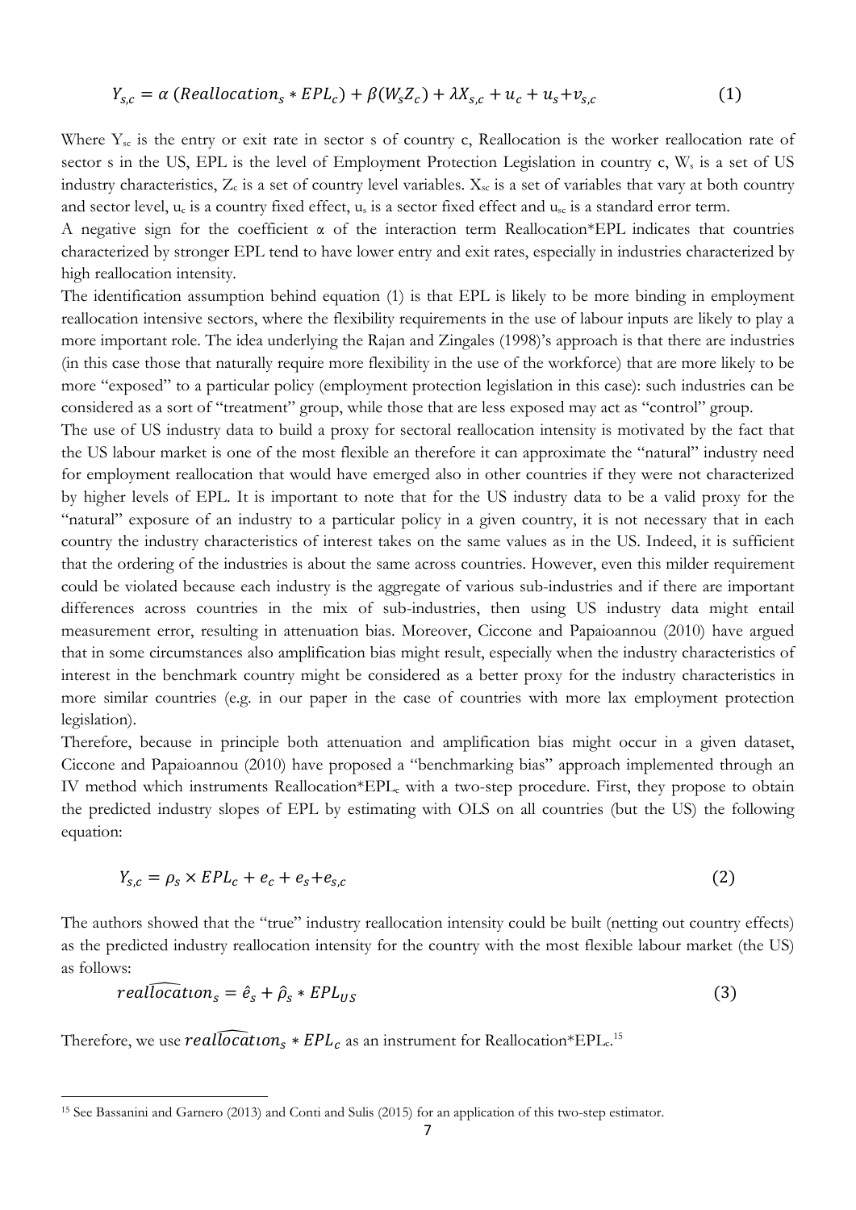$$Y_{s,c} = \alpha \left( Reallocation_s * EPL_c \right) + \beta (W_s Z_c) + \lambda X_{s,c} + u_c + u_s + v_{s,c} \tag{1}$$

Where $Y_{sc}$ is the entry or exit rate in sector s of country c, Reallocation is the worker reallocation rate of sector s in the US, EPL is the level of Employment Protection Legislation in country c, $W_s$ is a set of US industry characteristics, $Z_c$ is a set of country level variables. $X_{sc}$ is a set of variables that vary at both country and sector level, $u_c$ is a country fixed effect, $u_s$ is a sector fixed effect and $u_{sc}$ is a standard error term.

A negative sign for the coefficient α of the interaction term Reallocation*EPL indicates that countries characterized by stronger EPL tend to have lower entry and exit rates, especially in industries characterized by high reallocation intensity.

The identification assumption behind equation (1) is that EPL is likely to be more binding in employment reallocation intensive sectors, where the flexibility requirements in the use of labour inputs are likely to play a more important role. The idea underlying the Rajan and Zingales (1998)'s approach is that there are industries (in this case those that naturally require more flexibility in the use of the workforce) that are more likely to be more "exposed" to a particular policy (employment protection legislation in this case): such industries can be considered as a sort of "treatment" group, while those that are less exposed may act as "control" group.

The use of US industry data to build a proxy for sectoral reallocation intensity is motivated by the fact that the US labour market is one of the most flexible an therefore it can approximate the "natural" industry need for employment reallocation that would have emerged also in other countries if they were not characterized by higher levels of EPL. It is important to note that for the US industry data to be a valid proxy for the "natural" exposure of an industry to a particular policy in a given country, it is not necessary that in each country the industry characteristics of interest takes on the same values as in the US. Indeed, it is sufficient that the ordering of the industries is about the same across countries. However, even this milder requirement could be violated because each industry is the aggregate of various sub-industries and if there are important differences across countries in the mix of sub-industries, then using US industry data might entail measurement error, resulting in attenuation bias. Moreover, Ciccone and Papaioannou (2010) have argued that in some circumstances also amplification bias might result, especially when the industry characteristics of interest in the benchmark country might be considered as a better proxy for the industry characteristics in more similar countries (e.g. in our paper in the case of countries with more lax employment protection legislation).

Therefore, because in principle both attenuation and amplification bias might occur in a given dataset, Ciccone and Papaioannou (2010) have proposed a "benchmarking bias" approach implemented through an IV method which instruments Reallocation*$EPL_c$ with a two-step procedure. First, they propose to obtain the predicted industry slopes of EPL by estimating with OLS on all countries (but the US) the following equation:

$$Y_{s,c} = \rho_s \times EPL_c + e_c + e_s + e_{s,c} \tag{2}$$

The authors showed that the "true" industry reallocation intensity could be built (netting out country effects) as the predicted industry reallocation intensity for the country with the most flexible labour market (the US) as follows:

$$\widehat{reallocation}_s = \hat{e}_s + \hat{\rho}_s * EPL_{US} \tag{3}$$

Therefore, we use $\widehat{reallocation}_s * EPL_c$ as an instrument for Reallocation*$EPL_c$.[15]

[15] See Bassanini and Garnero (2013) and Conti and Sulis (2015) for an application of this two-step estimator.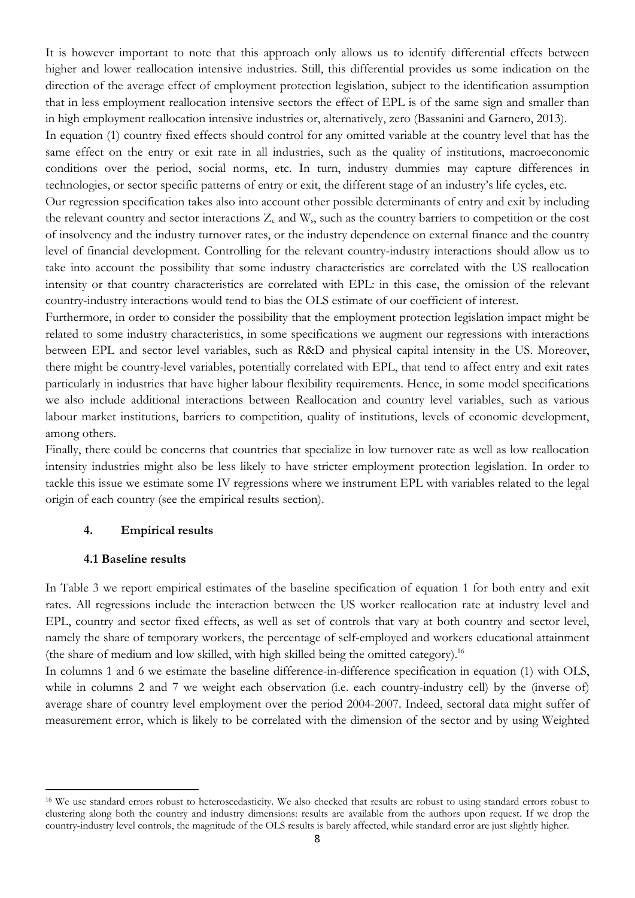It is however important to note that this approach only allows us to identify differential effects between higher and lower reallocation intensive industries. Still, this differential provides us some indication on the direction of the average effect of employment protection legislation, subject to the identification assumption that in less employment reallocation intensive sectors the effect of EPL is of the same sign and smaller than in high employment reallocation intensive industries or, alternatively, zero (Bassanini and Garnero, 2013).

In equation (1) country fixed effects should control for any omitted variable at the country level that has the same effect on the entry or exit rate in all industries, such as the quality of institutions, macroeconomic conditions over the period, social norms, etc. In turn, industry dummies may capture differences in technologies, or sector specific patterns of entry or exit, the different stage of an industry's life cycles, etc.

Our regression specification takes also into account other possible determinants of entry and exit by including the relevant country and sector interactions $Z_c$ and $W_s$, such as the country barriers to competition or the cost of insolvency and the industry turnover rates, or the industry dependence on external finance and the country level of financial development. Controlling for the relevant country-industry interactions should allow us to take into account the possibility that some industry characteristics are correlated with the US reallocation intensity or that country characteristics are correlated with EPL: in this case, the omission of the relevant country-industry interactions would tend to bias the OLS estimate of our coefficient of interest.

Furthermore, in order to consider the possibility that the employment protection legislation impact might be related to some industry characteristics, in some specifications we augment our regressions with interactions between EPL and sector level variables, such as R&D and physical capital intensity in the US. Moreover, there might be country-level variables, potentially correlated with EPL, that tend to affect entry and exit rates particularly in industries that have higher labour flexibility requirements. Hence, in some model specifications we also include additional interactions between Reallocation and country level variables, such as various labour market institutions, barriers to competition, quality of institutions, levels of economic development, among others.

Finally, there could be concerns that countries that specialize in low turnover rate as well as low reallocation intensity industries might also be less likely to have stricter employment protection legislation. In order to tackle this issue we estimate some IV regressions where we instrument EPL with variables related to the legal origin of each country (see the empirical results section).

## 4. Empirical results

### 4.1 Baseline results

In Table 3 we report empirical estimates of the baseline specification of equation 1 for both entry and exit rates. All regressions include the interaction between the US worker reallocation rate at industry level and EPL, country and sector fixed effects, as well as set of controls that vary at both country and sector level, namely the share of temporary workers, the percentage of self-employed and workers educational attainment (the share of medium and low skilled, with high skilled being the omitted category).[16]

In columns 1 and 6 we estimate the baseline difference-in-difference specification in equation (1) with OLS, while in columns 2 and 7 we weight each observation (i.e. each country-industry cell) by the (inverse of) average share of country level employment over the period 2004-2007. Indeed, sectoral data might suffer of measurement error, which is likely to be correlated with the dimension of the sector and by using Weighted

[16] We use standard errors robust to heteroscedasticity. We also checked that results are robust to using standard errors robust to clustering along both the country and industry dimensions: results are available from the authors upon request. If we drop the country-industry level controls, the magnitude of the OLS results is barely affected, while standard error are just slightly higher.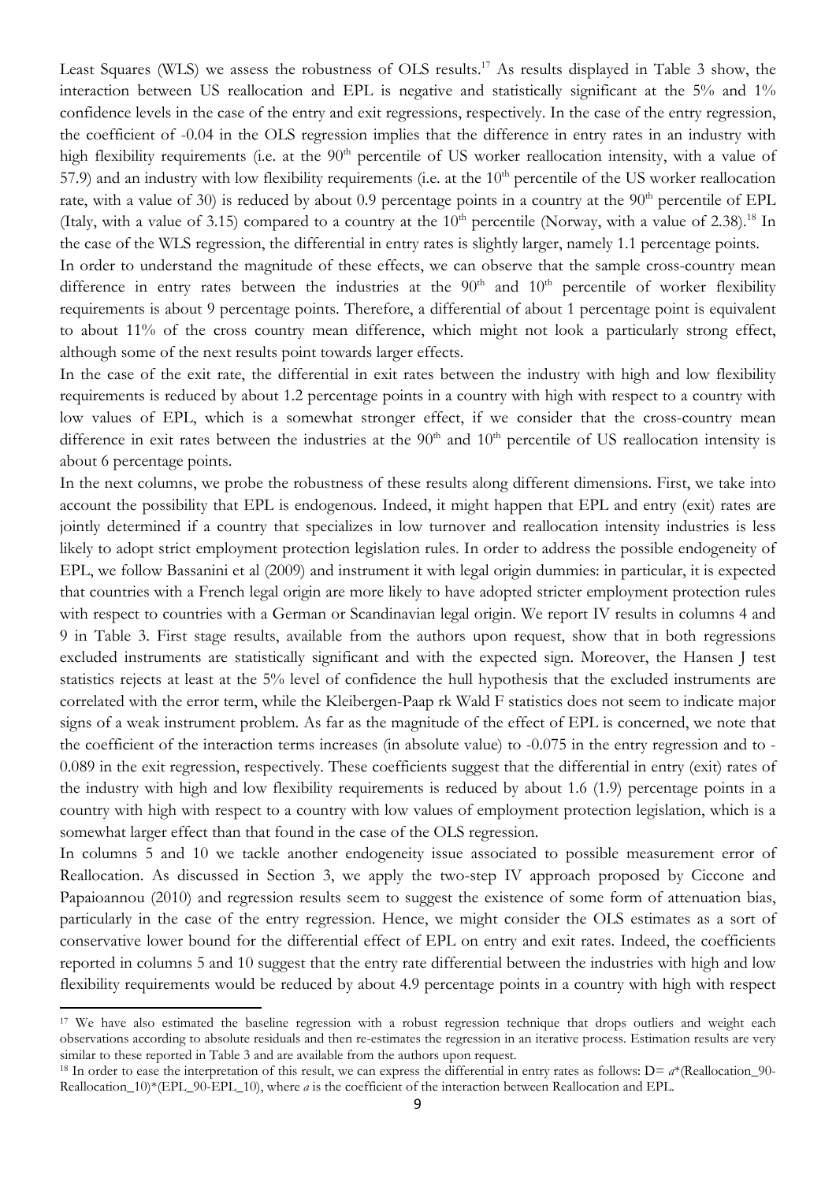Least Squares (WLS) we assess the robustness of OLS results.[17] As results displayed in Table 3 show, the interaction between US reallocation and EPL is negative and statistically significant at the 5% and 1% confidence levels in the case of the entry and exit regressions, respectively. In the case of the entry regression, the coefficient of -0.04 in the OLS regression implies that the difference in entry rates in an industry with high flexibility requirements (i.e. at the 90th percentile of US worker reallocation intensity, with a value of 57.9) and an industry with low flexibility requirements (i.e. at the 10th percentile of the US worker reallocation rate, with a value of 30) is reduced by about 0.9 percentage points in a country at the 90th percentile of EPL (Italy, with a value of 3.15) compared to a country at the 10th percentile (Norway, with a value of 2.38).[18] In the case of the WLS regression, the differential in entry rates is slightly larger, namely 1.1 percentage points.

In order to understand the magnitude of these effects, we can observe that the sample cross-country mean difference in entry rates between the industries at the 90th and 10th percentile of worker flexibility requirements is about 9 percentage points. Therefore, a differential of about 1 percentage point is equivalent to about 11% of the cross country mean difference, which might not look a particularly strong effect, although some of the next results point towards larger effects.

In the case of the exit rate, the differential in exit rates between the industry with high and low flexibility requirements is reduced by about 1.2 percentage points in a country with high with respect to a country with low values of EPL, which is a somewhat stronger effect, if we consider that the cross-country mean difference in exit rates between the industries at the 90th and 10th percentile of US reallocation intensity is about 6 percentage points.

In the next columns, we probe the robustness of these results along different dimensions. First, we take into account the possibility that EPL is endogenous. Indeed, it might happen that EPL and entry (exit) rates are jointly determined if a country that specializes in low turnover and reallocation intensity industries is less likely to adopt strict employment protection legislation rules. In order to address the possible endogeneity of EPL, we follow Bassanini et al (2009) and instrument it with legal origin dummies: in particular, it is expected that countries with a French legal origin are more likely to have adopted stricter employment protection rules with respect to countries with a German or Scandinavian legal origin. We report IV results in columns 4 and 9 in Table 3. First stage results, available from the authors upon request, show that in both regressions excluded instruments are statistically significant and with the expected sign. Moreover, the Hansen J test statistics rejects at least at the 5% level of confidence the hull hypothesis that the excluded instruments are correlated with the error term, while the Kleibergen-Paap rk Wald F statistics does not seem to indicate major signs of a weak instrument problem. As far as the magnitude of the effect of EPL is concerned, we note that the coefficient of the interaction terms increases (in absolute value) to -0.075 in the entry regression and to -0.089 in the exit regression, respectively. These coefficients suggest that the differential in entry (exit) rates of the industry with high and low flexibility requirements is reduced by about 1.6 (1.9) percentage points in a country with high with respect to a country with low values of employment protection legislation, which is a somewhat larger effect than that found in the case of the OLS regression.

In columns 5 and 10 we tackle another endogeneity issue associated to possible measurement error of Reallocation. As discussed in Section 3, we apply the two-step IV approach proposed by Ciccone and Papaioannou (2010) and regression results seem to suggest the existence of some form of attenuation bias, particularly in the case of the entry regression. Hence, we might consider the OLS estimates as a sort of conservative lower bound for the differential effect of EPL on entry and exit rates. Indeed, the coefficients reported in columns 5 and 10 suggest that the entry rate differential between the industries with high and low flexibility requirements would be reduced by about 4.9 percentage points in a country with high with respect

[17] We have also estimated the baseline regression with a robust regression technique that drops outliers and weight each observations according to absolute residuals and then re-estimates the regression in an iterative process. Estimation results are very similar to these reported in Table 3 and are available from the authors upon request.

[18] In order to ease the interpretation of this result, we can express the differential in entry rates as follows: D= *a*\*(Reallocation_90-Reallocation_10)\*(EPL_90-EPL_10), where *a* is the coefficient of the interaction between Reallocation and EPL.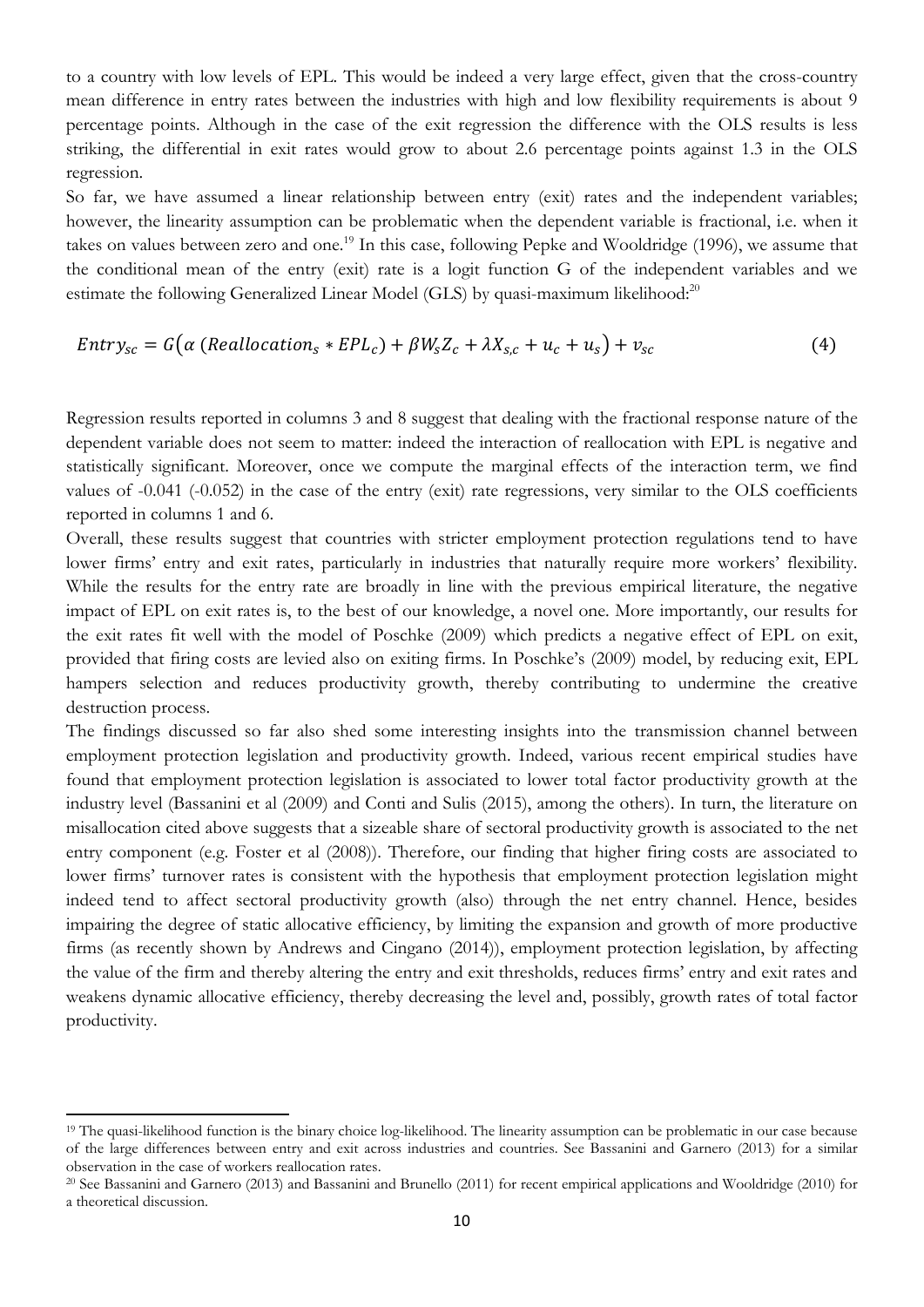to a country with low levels of EPL. This would be indeed a very large effect, given that the cross-country mean difference in entry rates between the industries with high and low flexibility requirements is about 9 percentage points. Although in the case of the exit regression the difference with the OLS results is less striking, the differential in exit rates would grow to about 2.6 percentage points against 1.3 in the OLS regression.

So far, we have assumed a linear relationship between entry (exit) rates and the independent variables; however, the linearity assumption can be problematic when the dependent variable is fractional, i.e. when it takes on values between zero and one.[19] In this case, following Pepke and Wooldridge (1996), we assume that the conditional mean of the entry (exit) rate is a logit function G of the independent variables and we estimate the following Generalized Linear Model (GLS) by quasi-maximum likelihood:[20]

$$Entry_{sc} = G\big(\alpha\ (Reallocation_s * EPL_c) + \beta W_s Z_c + \lambda X_{s,c} + u_c + u_s\big) + v_{sc} \tag{4}$$

Regression results reported in columns 3 and 8 suggest that dealing with the fractional response nature of the dependent variable does not seem to matter: indeed the interaction of reallocation with EPL is negative and statistically significant. Moreover, once we compute the marginal effects of the interaction term, we find values of -0.041 (-0.052) in the case of the entry (exit) rate regressions, very similar to the OLS coefficients reported in columns 1 and 6.

Overall, these results suggest that countries with stricter employment protection regulations tend to have lower firms' entry and exit rates, particularly in industries that naturally require more workers' flexibility. While the results for the entry rate are broadly in line with the previous empirical literature, the negative impact of EPL on exit rates is, to the best of our knowledge, a novel one. More importantly, our results for the exit rates fit well with the model of Poschke (2009) which predicts a negative effect of EPL on exit, provided that firing costs are levied also on exiting firms. In Poschke's (2009) model, by reducing exit, EPL hampers selection and reduces productivity growth, thereby contributing to undermine the creative destruction process.

The findings discussed so far also shed some interesting insights into the transmission channel between employment protection legislation and productivity growth. Indeed, various recent empirical studies have found that employment protection legislation is associated to lower total factor productivity growth at the industry level (Bassanini et al (2009) and Conti and Sulis (2015), among the others). In turn, the literature on misallocation cited above suggests that a sizeable share of sectoral productivity growth is associated to the net entry component (e.g. Foster et al (2008)). Therefore, our finding that higher firing costs are associated to lower firms' turnover rates is consistent with the hypothesis that employment protection legislation might indeed tend to affect sectoral productivity growth (also) through the net entry channel. Hence, besides impairing the degree of static allocative efficiency, by limiting the expansion and growth of more productive firms (as recently shown by Andrews and Cingano (2014)), employment protection legislation, by affecting the value of the firm and thereby altering the entry and exit thresholds, reduces firms' entry and exit rates and weakens dynamic allocative efficiency, thereby decreasing the level and, possibly, growth rates of total factor productivity.

---

[19] The quasi-likelihood function is the binary choice log-likelihood. The linearity assumption can be problematic in our case because of the large differences between entry and exit across industries and countries. See Bassanini and Garnero (2013) for a similar observation in the case of workers reallocation rates.

[20] See Bassanini and Garnero (2013) and Bassanini and Brunello (2011) for recent empirical applications and Wooldridge (2010) for a theoretical discussion.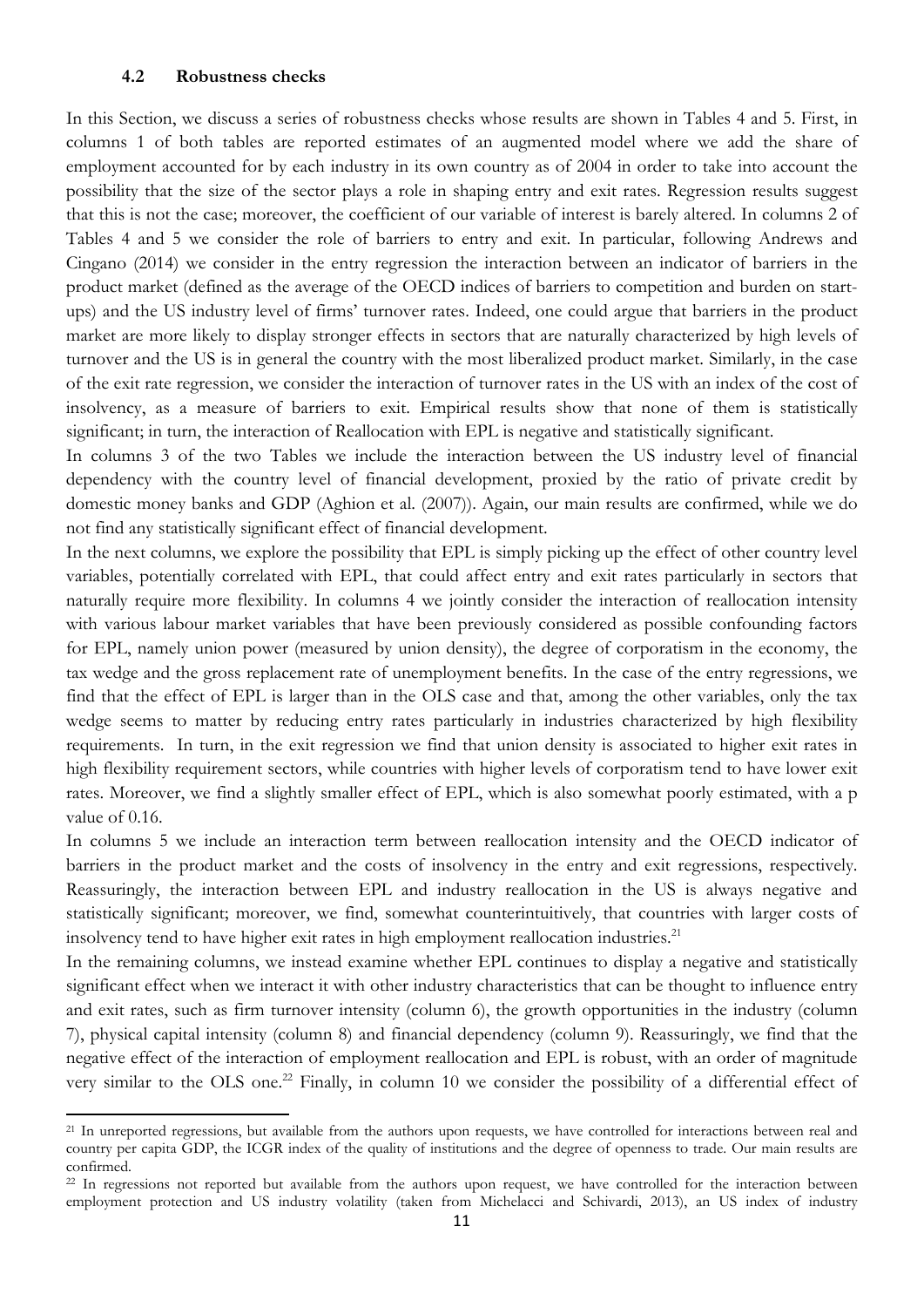### 4.2 Robustness checks

In this Section, we discuss a series of robustness checks whose results are shown in Tables 4 and 5. First, in columns 1 of both tables are reported estimates of an augmented model where we add the share of employment accounted for by each industry in its own country as of 2004 in order to take into account the possibility that the size of the sector plays a role in shaping entry and exit rates. Regression results suggest that this is not the case; moreover, the coefficient of our variable of interest is barely altered. In columns 2 of Tables 4 and 5 we consider the role of barriers to entry and exit. In particular, following Andrews and Cingano (2014) we consider in the entry regression the interaction between an indicator of barriers in the product market (defined as the average of the OECD indices of barriers to competition and burden on start-ups) and the US industry level of firms' turnover rates. Indeed, one could argue that barriers in the product market are more likely to display stronger effects in sectors that are naturally characterized by high levels of turnover and the US is in general the country with the most liberalized product market. Similarly, in the case of the exit rate regression, we consider the interaction of turnover rates in the US with an index of the cost of insolvency, as a measure of barriers to exit. Empirical results show that none of them is statistically significant; in turn, the interaction of Reallocation with EPL is negative and statistically significant.

In columns 3 of the two Tables we include the interaction between the US industry level of financial dependency with the country level of financial development, proxied by the ratio of private credit by domestic money banks and GDP (Aghion et al. (2007)). Again, our main results are confirmed, while we do not find any statistically significant effect of financial development.

In the next columns, we explore the possibility that EPL is simply picking up the effect of other country level variables, potentially correlated with EPL, that could affect entry and exit rates particularly in sectors that naturally require more flexibility. In columns 4 we jointly consider the interaction of reallocation intensity with various labour market variables that have been previously considered as possible confounding factors for EPL, namely union power (measured by union density), the degree of corporatism in the economy, the tax wedge and the gross replacement rate of unemployment benefits. In the case of the entry regressions, we find that the effect of EPL is larger than in the OLS case and that, among the other variables, only the tax wedge seems to matter by reducing entry rates particularly in industries characterized by high flexibility requirements. In turn, in the exit regression we find that union density is associated to higher exit rates in high flexibility requirement sectors, while countries with higher levels of corporatism tend to have lower exit rates. Moreover, we find a slightly smaller effect of EPL, which is also somewhat poorly estimated, with a p value of 0.16.

In columns 5 we include an interaction term between reallocation intensity and the OECD indicator of barriers in the product market and the costs of insolvency in the entry and exit regressions, respectively. Reassuringly, the interaction between EPL and industry reallocation in the US is always negative and statistically significant; moreover, we find, somewhat counterintuitively, that countries with larger costs of insolvency tend to have higher exit rates in high employment reallocation industries.[21]

In the remaining columns, we instead examine whether EPL continues to display a negative and statistically significant effect when we interact it with other industry characteristics that can be thought to influence entry and exit rates, such as firm turnover intensity (column 6), the growth opportunities in the industry (column 7), physical capital intensity (column 8) and financial dependency (column 9). Reassuringly, we find that the negative effect of the interaction of employment reallocation and EPL is robust, with an order of magnitude very similar to the OLS one.[22] Finally, in column 10 we consider the possibility of a differential effect of

[21] In unreported regressions, but available from the authors upon requests, we have controlled for interactions between real and country per capita GDP, the ICGR index of the quality of institutions and the degree of openness to trade. Our main results are confirmed.

[22] In regressions not reported but available from the authors upon request, we have controlled for the interaction between employment protection and US industry volatility (taken from Michelacci and Schivardi, 2013), an US index of industry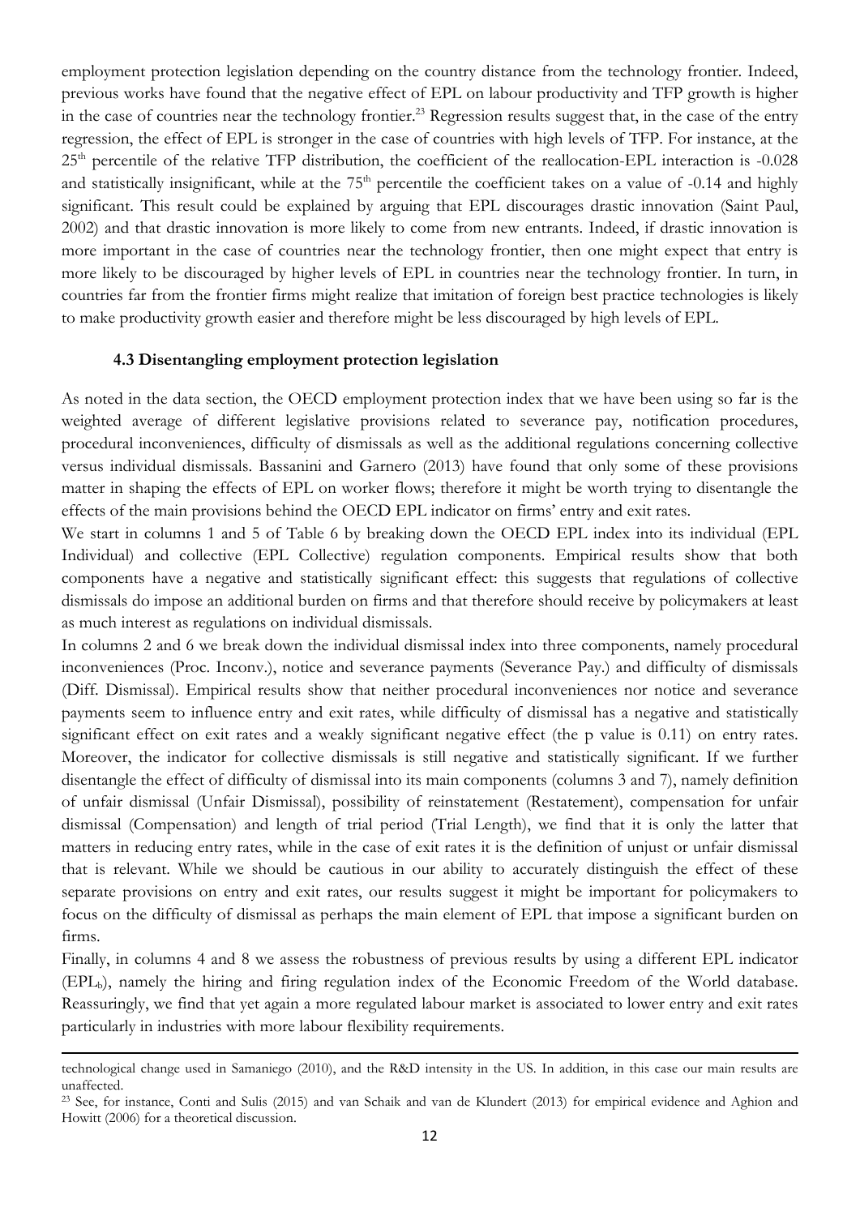employment protection legislation depending on the country distance from the technology frontier. Indeed, previous works have found that the negative effect of EPL on labour productivity and TFP growth is higher in the case of countries near the technology frontier.[23] Regression results suggest that, in the case of the entry regression, the effect of EPL is stronger in the case of countries with high levels of TFP. For instance, at the 25[th] percentile of the relative TFP distribution, the coefficient of the reallocation-EPL interaction is -0.028 and statistically insignificant, while at the 75[th] percentile the coefficient takes on a value of -0.14 and highly significant. This result could be explained by arguing that EPL discourages drastic innovation (Saint Paul, 2002) and that drastic innovation is more likely to come from new entrants. Indeed, if drastic innovation is more important in the case of countries near the technology frontier, then one might expect that entry is more likely to be discouraged by higher levels of EPL in countries near the technology frontier. In turn, in countries far from the frontier firms might realize that imitation of foreign best practice technologies is likely to make productivity growth easier and therefore might be less discouraged by high levels of EPL.

### 4.3 Disentangling employment protection legislation

As noted in the data section, the OECD employment protection index that we have been using so far is the weighted average of different legislative provisions related to severance pay, notification procedures, procedural inconveniences, difficulty of dismissals as well as the additional regulations concerning collective versus individual dismissals. Bassanini and Garnero (2013) have found that only some of these provisions matter in shaping the effects of EPL on worker flows; therefore it might be worth trying to disentangle the effects of the main provisions behind the OECD EPL indicator on firms' entry and exit rates.

We start in columns 1 and 5 of Table 6 by breaking down the OECD EPL index into its individual (EPL Individual) and collective (EPL Collective) regulation components. Empirical results show that both components have a negative and statistically significant effect: this suggests that regulations of collective dismissals do impose an additional burden on firms and that therefore should receive by policymakers at least as much interest as regulations on individual dismissals.

In columns 2 and 6 we break down the individual dismissal index into three components, namely procedural inconveniences (Proc. Inconv.), notice and severance payments (Severance Pay.) and difficulty of dismissals (Diff. Dismissal). Empirical results show that neither procedural inconveniences nor notice and severance payments seem to influence entry and exit rates, while difficulty of dismissal has a negative and statistically significant effect on exit rates and a weakly significant negative effect (the p value is 0.11) on entry rates. Moreover, the indicator for collective dismissals is still negative and statistically significant. If we further disentangle the effect of difficulty of dismissal into its main components (columns 3 and 7), namely definition of unfair dismissal (Unfair Dismissal), possibility of reinstatement (Restatement), compensation for unfair dismissal (Compensation) and length of trial period (Trial Length), we find that it is only the latter that matters in reducing entry rates, while in the case of exit rates it is the definition of unjust or unfair dismissal that is relevant. While we should be cautious in our ability to accurately distinguish the effect of these separate provisions on entry and exit rates, our results suggest it might be important for policymakers to focus on the difficulty of dismissal as perhaps the main element of EPL that impose a significant burden on firms.

Finally, in columns 4 and 8 we assess the robustness of previous results by using a different EPL indicator ($EPL_b$), namely the hiring and firing regulation index of the Economic Freedom of the World database. Reassuringly, we find that yet again a more regulated labour market is associated to lower entry and exit rates particularly in industries with more labour flexibility requirements.

---

technological change used in Samaniego (2010), and the R&D intensity in the US. In addition, in this case our main results are unaffected.

[23] See, for instance, Conti and Sulis (2015) and van Schaik and van de Klundert (2013) for empirical evidence and Aghion and Howitt (2006) for a theoretical discussion.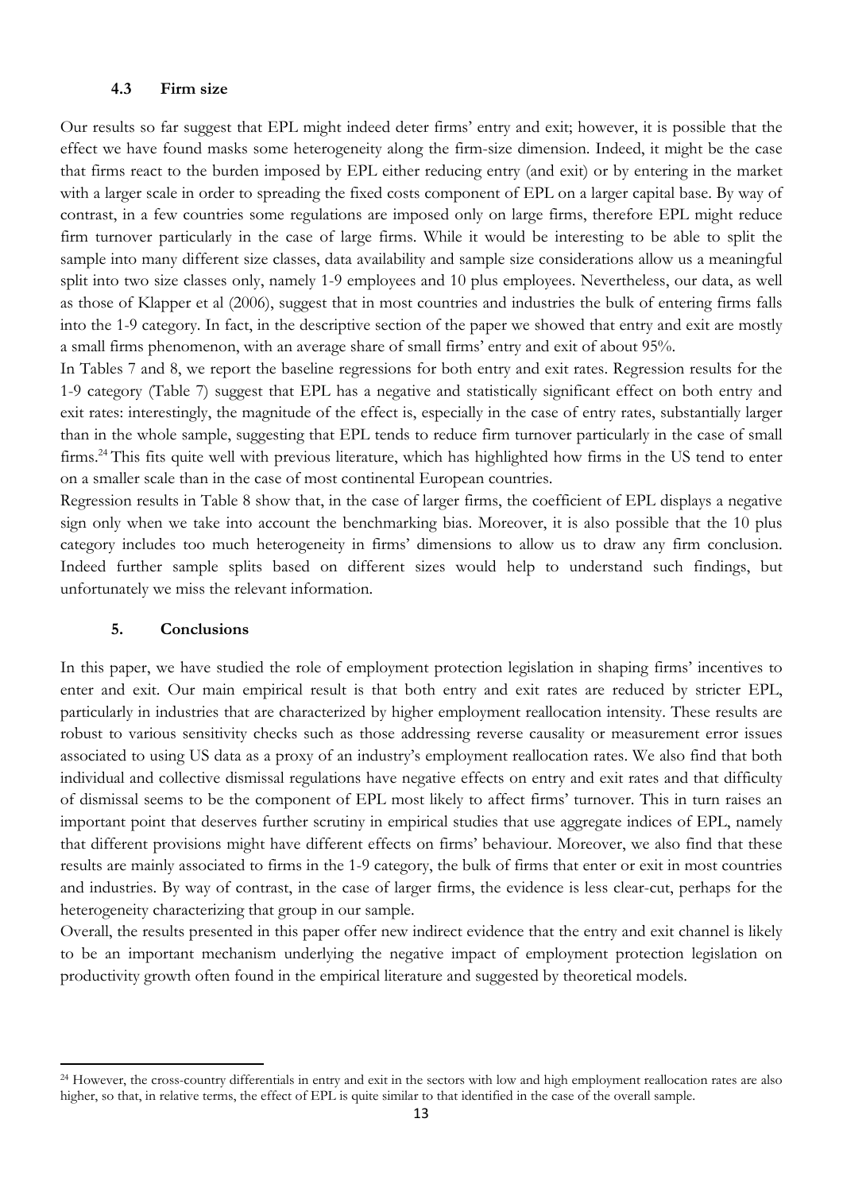### 4.3 Firm size

Our results so far suggest that EPL might indeed deter firms' entry and exit; however, it is possible that the effect we have found masks some heterogeneity along the firm-size dimension. Indeed, it might be the case that firms react to the burden imposed by EPL either reducing entry (and exit) or by entering in the market with a larger scale in order to spreading the fixed costs component of EPL on a larger capital base. By way of contrast, in a few countries some regulations are imposed only on large firms, therefore EPL might reduce firm turnover particularly in the case of large firms. While it would be interesting to be able to split the sample into many different size classes, data availability and sample size considerations allow us a meaningful split into two size classes only, namely 1-9 employees and 10 plus employees. Nevertheless, our data, as well as those of Klapper et al (2006), suggest that in most countries and industries the bulk of entering firms falls into the 1-9 category. In fact, in the descriptive section of the paper we showed that entry and exit are mostly a small firms phenomenon, with an average share of small firms' entry and exit of about 95%.

In Tables 7 and 8, we report the baseline regressions for both entry and exit rates. Regression results for the 1-9 category (Table 7) suggest that EPL has a negative and statistically significant effect on both entry and exit rates: interestingly, the magnitude of the effect is, especially in the case of entry rates, substantially larger than in the whole sample, suggesting that EPL tends to reduce firm turnover particularly in the case of small firms.[24] This fits quite well with previous literature, which has highlighted how firms in the US tend to enter on a smaller scale than in the case of most continental European countries.

Regression results in Table 8 show that, in the case of larger firms, the coefficient of EPL displays a negative sign only when we take into account the benchmarking bias. Moreover, it is also possible that the 10 plus category includes too much heterogeneity in firms' dimensions to allow us to draw any firm conclusion. Indeed further sample splits based on different sizes would help to understand such findings, but unfortunately we miss the relevant information.

## 5. Conclusions

In this paper, we have studied the role of employment protection legislation in shaping firms' incentives to enter and exit. Our main empirical result is that both entry and exit rates are reduced by stricter EPL, particularly in industries that are characterized by higher employment reallocation intensity. These results are robust to various sensitivity checks such as those addressing reverse causality or measurement error issues associated to using US data as a proxy of an industry's employment reallocation rates. We also find that both individual and collective dismissal regulations have negative effects on entry and exit rates and that difficulty of dismissal seems to be the component of EPL most likely to affect firms' turnover. This in turn raises an important point that deserves further scrutiny in empirical studies that use aggregate indices of EPL, namely that different provisions might have different effects on firms' behaviour. Moreover, we also find that these results are mainly associated to firms in the 1-9 category, the bulk of firms that enter or exit in most countries and industries. By way of contrast, in the case of larger firms, the evidence is less clear-cut, perhaps for the heterogeneity characterizing that group in our sample.

Overall, the results presented in this paper offer new indirect evidence that the entry and exit channel is likely to be an important mechanism underlying the negative impact of employment protection legislation on productivity growth often found in the empirical literature and suggested by theoretical models.

---

[24] However, the cross-country differentials in entry and exit in the sectors with low and high employment reallocation rates are also higher, so that, in relative terms, the effect of EPL is quite similar to that identified in the case of the overall sample.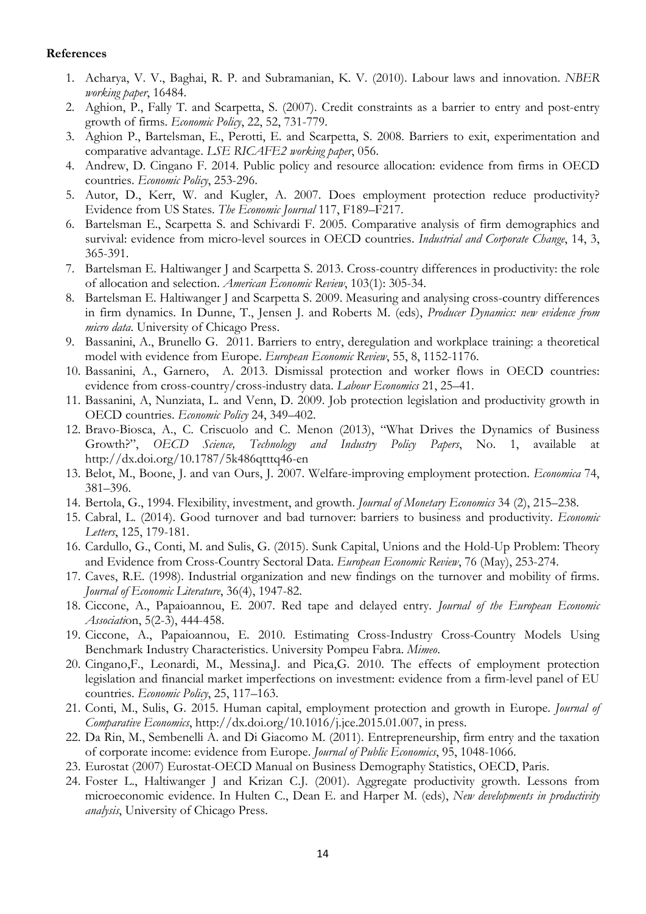**References**

1. Acharya, V. V., Baghai, R. P. and Subramanian, K. V. (2010). Labour laws and innovation. *NBER working paper*, 16484.
2. Aghion, P., Fally T. and Scarpetta, S. (2007). Credit constraints as a barrier to entry and post-entry growth of firms. *Economic Policy*, 22, 52, 731-779.
3. Aghion P., Bartelsman, E., Perotti, E. and Scarpetta, S. 2008. Barriers to exit, experimentation and comparative advantage. *LSE RICAFE2 working paper*, 056.
4. Andrew, D. Cingano F. 2014. Public policy and resource allocation: evidence from firms in OECD countries. *Economic Policy*, 253-296.
5. Autor, D., Kerr, W. and Kugler, A. 2007. Does employment protection reduce productivity? Evidence from US States. *The Economic Journal* 117, F189–F217.
6. Bartelsman E., Scarpetta S. and Schivardi F. 2005. Comparative analysis of firm demographics and survival: evidence from micro-level sources in OECD countries. *Industrial and Corporate Change*, 14, 3, 365-391.
7. Bartelsman E. Haltiwanger J and Scarpetta S. 2013. Cross-country differences in productivity: the role of allocation and selection. *American Economic Review*, 103(1): 305-34.
8. Bartelsman E. Haltiwanger J and Scarpetta S. 2009. Measuring and analysing cross-country differences in firm dynamics. In Dunne, T., Jensen J. and Roberts M. (eds), *Producer Dynamics: new evidence from micro data*. University of Chicago Press.
9. Bassanini, A., Brunello G. 2011. Barriers to entry, deregulation and workplace training: a theoretical model with evidence from Europe. *European Economic Review*, 55, 8, 1152-1176.
10. Bassanini, A., Garnero, A. 2013. Dismissal protection and worker flows in OECD countries: evidence from cross-country/cross-industry data. *Labour Economics* 21, 25–41.
11. Bassanini, A, Nunziata, L. and Venn, D. 2009. Job protection legislation and productivity growth in OECD countries. *Economic Policy* 24, 349–402.
12. Bravo-Biosca, A., C. Criscuolo and C. Menon (2013), "What Drives the Dynamics of Business Growth?", *OECD Science, Technology and Industry Policy Papers*, No. 1, available at http://dx.doi.org/10.1787/5k486qtttq46-en
13. Belot, M., Boone, J. and van Ours, J. 2007. Welfare-improving employment protection. *Economica* 74, 381–396.
14. Bertola, G., 1994. Flexibility, investment, and growth. *Journal of Monetary Economics* 34 (2), 215–238.
15. Cabral, L. (2014). Good turnover and bad turnover: barriers to business and productivity. *Economic Letters*, 125, 179-181.
16. Cardullo, G., Conti, M. and Sulis, G. (2015). Sunk Capital, Unions and the Hold-Up Problem: Theory and Evidence from Cross-Country Sectoral Data. *European Economic Review*, 76 (May), 253-274.
17. Caves, R.E. (1998). Industrial organization and new findings on the turnover and mobility of firms. *Journal of Economic Literature*, 36(4), 1947-82.
18. Ciccone, A., Papaioannou, E. 2007. Red tape and delayed entry. *Journal of the European Economic Association*, 5(2-3), 444-458.
19. Ciccone, A., Papaioannou, E. 2010. Estimating Cross-Industry Cross-Country Models Using Benchmark Industry Characteristics. University Pompeu Fabra. *Mimeo*.
20. Cingano,F., Leonardi, M., Messina,J. and Pica,G. 2010. The effects of employment protection legislation and financial market imperfections on investment: evidence from a firm-level panel of EU countries. *Economic Policy*, 25, 117–163.
21. Conti, M., Sulis, G. 2015. Human capital, employment protection and growth in Europe. *Journal of Comparative Economics*, http://dx.doi.org/10.1016/j.jce.2015.01.007, in press.
22. Da Rin, M., Sembenelli A. and Di Giacomo M. (2011). Entrepreneurship, firm entry and the taxation of corporate income: evidence from Europe. *Journal of Public Economics*, 95, 1048-1066.
23. Eurostat (2007) Eurostat-OECD Manual on Business Demography Statistics, OECD, Paris.
24. Foster L., Haltiwanger J and Krizan C.J. (2001). Aggregate productivity growth. Lessons from microeconomic evidence. In Hulten C., Dean E. and Harper M. (eds), *New developments in productivity analysis*, University of Chicago Press.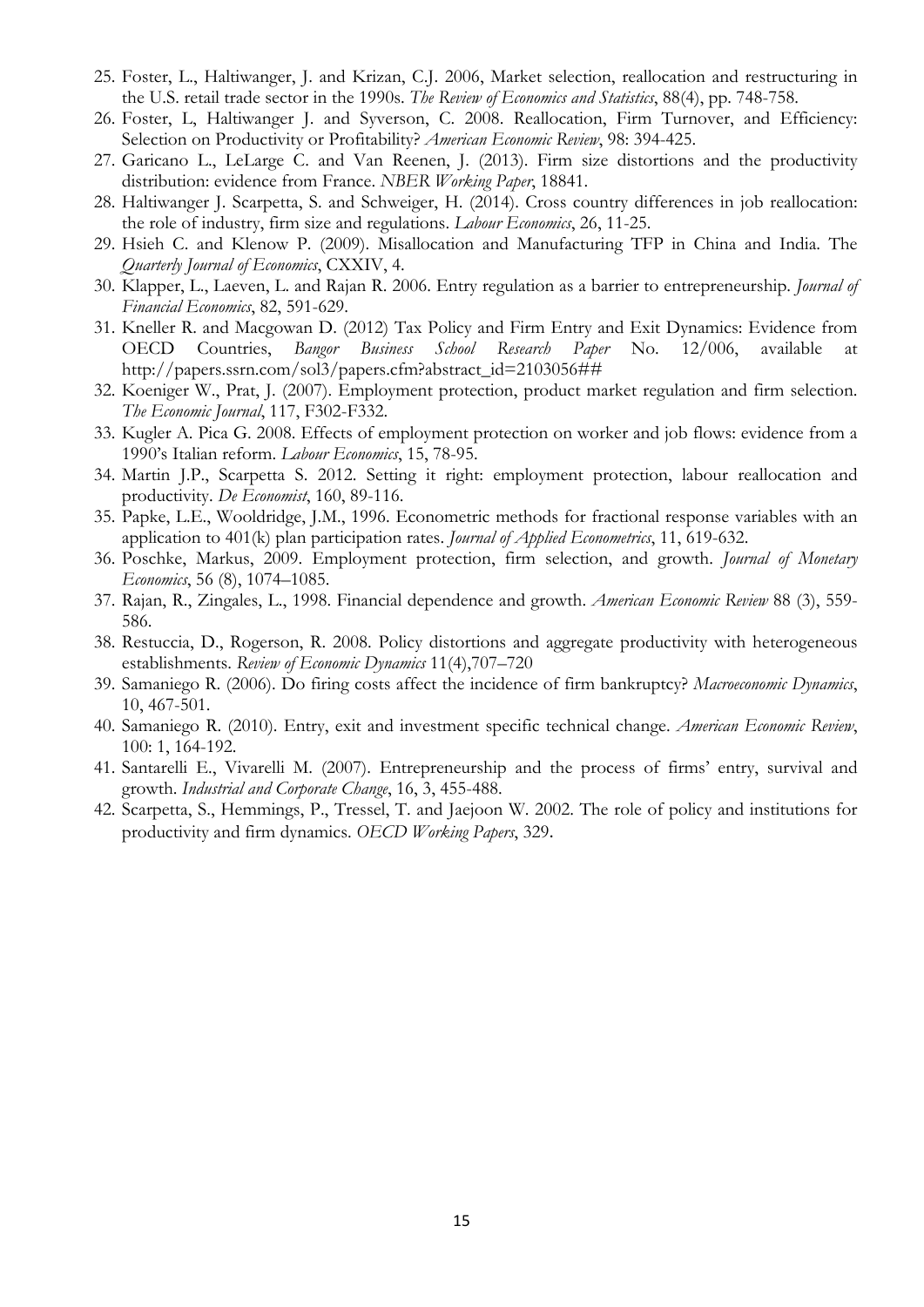25. Foster, L., Haltiwanger, J. and Krizan, C.J. 2006, Market selection, reallocation and restructuring in the U.S. retail trade sector in the 1990s. *The Review of Economics and Statistics*, 88(4), pp. 748-758.
26. Foster, L, Haltiwanger J. and Syverson, C. 2008. Reallocation, Firm Turnover, and Efficiency: Selection on Productivity or Profitability? *American Economic Review*, 98: 394-425.
27. Garicano L., LeLarge C. and Van Reenen, J. (2013). Firm size distortions and the productivity distribution: evidence from France. *NBER Working Paper*, 18841.
28. Haltiwanger J. Scarpetta, S. and Schweiger, H. (2014). Cross country differences in job reallocation: the role of industry, firm size and regulations. *Labour Economics*, 26, 11-25.
29. Hsieh C. and Klenow P. (2009). Misallocation and Manufacturing TFP in China and India. The *Quarterly Journal of Economics*, CXXIV, 4.
30. Klapper, L., Laeven, L. and Rajan R. 2006. Entry regulation as a barrier to entrepreneurship. *Journal of Financial Economics*, 82, 591-629.
31. Kneller R. and Macgowan D. (2012) Tax Policy and Firm Entry and Exit Dynamics: Evidence from OECD Countries, *Bangor Business School Research Paper* No. 12/006, available at http://papers.ssrn.com/sol3/papers.cfm?abstract_id=2103056##
32. Koeniger W., Prat, J. (2007). Employment protection, product market regulation and firm selection. *The Economic Journal*, 117, F302-F332.
33. Kugler A. Pica G. 2008. Effects of employment protection on worker and job flows: evidence from a 1990's Italian reform. *Labour Economics*, 15, 78-95.
34. Martin J.P., Scarpetta S. 2012. Setting it right: employment protection, labour reallocation and productivity. *De Economist*, 160, 89-116.
35. Papke, L.E., Wooldridge, J.M., 1996. Econometric methods for fractional response variables with an application to 401(k) plan participation rates. *Journal of Applied Econometrics*, 11, 619-632.
36. Poschke, Markus, 2009. Employment protection, firm selection, and growth. *Journal of Monetary Economics*, 56 (8), 1074–1085.
37. Rajan, R., Zingales, L., 1998. Financial dependence and growth. *American Economic Review* 88 (3), 559-586.
38. Restuccia, D., Rogerson, R. 2008. Policy distortions and aggregate productivity with heterogeneous establishments. *Review of Economic Dynamics* 11(4),707–720
39. Samaniego R. (2006). Do firing costs affect the incidence of firm bankruptcy? *Macroeconomic Dynamics*, 10, 467-501.
40. Samaniego R. (2010). Entry, exit and investment specific technical change. *American Economic Review*, 100: 1, 164-192.
41. Santarelli E., Vivarelli M. (2007). Entrepreneurship and the process of firms' entry, survival and growth. *Industrial and Corporate Change*, 16, 3, 455-488.
42. Scarpetta, S., Hemmings, P., Tressel, T. and Jaejoon W. 2002. The role of policy and institutions for productivity and firm dynamics. *OECD Working Papers*, 329.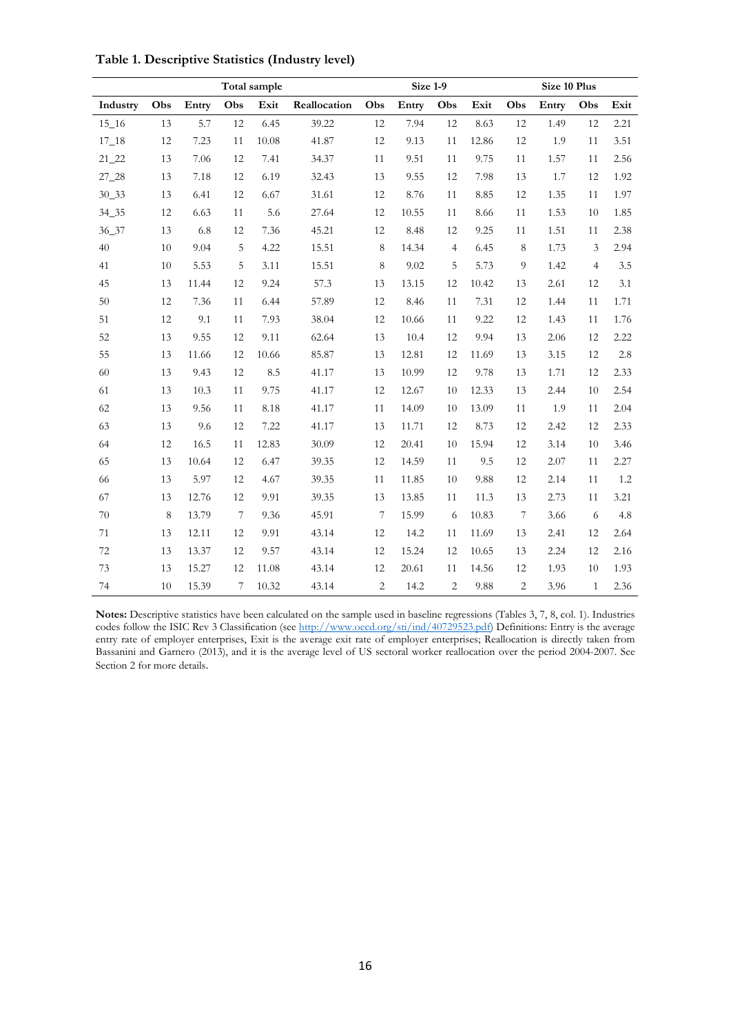**Table 1. Descriptive Statistics (Industry level)**

| | Total sample | | | | | Size 1-9 | | | | Size 10 Plus | | | |
|---|---|---|---|---|---|---|---|---|---|---|---|---|---|
| Industry | Obs | Entry | Obs | Exit | Reallocation | Obs | Entry | Obs | Exit | Obs | Entry | Obs | Exit |
| 15_16 | 13 | 5.7 | 12 | 6.45 | 39.22 | 12 | 7.94 | 12 | 8.63 | 12 | 1.49 | 12 | 2.21 |
| 17_18 | 12 | 7.23 | 11 | 10.08 | 41.87 | 12 | 9.13 | 11 | 12.86 | 12 | 1.9 | 11 | 3.51 |
| 21_22 | 13 | 7.06 | 12 | 7.41 | 34.37 | 11 | 9.51 | 11 | 9.75 | 11 | 1.57 | 11 | 2.56 |
| 27_28 | 13 | 7.18 | 12 | 6.19 | 32.43 | 13 | 9.55 | 12 | 7.98 | 13 | 1.7 | 12 | 1.92 |
| 30_33 | 13 | 6.41 | 12 | 6.67 | 31.61 | 12 | 8.76 | 11 | 8.85 | 12 | 1.35 | 11 | 1.97 |
| 34_35 | 12 | 6.63 | 11 | 5.6 | 27.64 | 12 | 10.55 | 11 | 8.66 | 11 | 1.53 | 10 | 1.85 |
| 36_37 | 13 | 6.8 | 12 | 7.36 | 45.21 | 12 | 8.48 | 12 | 9.25 | 11 | 1.51 | 11 | 2.38 |
| 40 | 10 | 9.04 | 5 | 4.22 | 15.51 | 8 | 14.34 | 4 | 6.45 | 8 | 1.73 | 3 | 2.94 |
| 41 | 10 | 5.53 | 5 | 3.11 | 15.51 | 8 | 9.02 | 5 | 5.73 | 9 | 1.42 | 4 | 3.5 |
| 45 | 13 | 11.44 | 12 | 9.24 | 57.3 | 13 | 13.15 | 12 | 10.42 | 13 | 2.61 | 12 | 3.1 |
| 50 | 12 | 7.36 | 11 | 6.44 | 57.89 | 12 | 8.46 | 11 | 7.31 | 12 | 1.44 | 11 | 1.71 |
| 51 | 12 | 9.1 | 11 | 7.93 | 38.04 | 12 | 10.66 | 11 | 9.22 | 12 | 1.43 | 11 | 1.76 |
| 52 | 13 | 9.55 | 12 | 9.11 | 62.64 | 13 | 10.4 | 12 | 9.94 | 13 | 2.06 | 12 | 2.22 |
| 55 | 13 | 11.66 | 12 | 10.66 | 85.87 | 13 | 12.81 | 12 | 11.69 | 13 | 3.15 | 12 | 2.8 |
| 60 | 13 | 9.43 | 12 | 8.5 | 41.17 | 13 | 10.99 | 12 | 9.78 | 13 | 1.71 | 12 | 2.33 |
| 61 | 13 | 10.3 | 11 | 9.75 | 41.17 | 12 | 12.67 | 10 | 12.33 | 13 | 2.44 | 10 | 2.54 |
| 62 | 13 | 9.56 | 11 | 8.18 | 41.17 | 11 | 14.09 | 10 | 13.09 | 11 | 1.9 | 11 | 2.04 |
| 63 | 13 | 9.6 | 12 | 7.22 | 41.17 | 13 | 11.71 | 12 | 8.73 | 12 | 2.42 | 12 | 2.33 |
| 64 | 12 | 16.5 | 11 | 12.83 | 30.09 | 12 | 20.41 | 10 | 15.94 | 12 | 3.14 | 10 | 3.46 |
| 65 | 13 | 10.64 | 12 | 6.47 | 39.35 | 12 | 14.59 | 11 | 9.5 | 12 | 2.07 | 11 | 2.27 |
| 66 | 13 | 5.97 | 12 | 4.67 | 39.35 | 11 | 11.85 | 10 | 9.88 | 12 | 2.14 | 11 | 1.2 |
| 67 | 13 | 12.76 | 12 | 9.91 | 39.35 | 13 | 13.85 | 11 | 11.3 | 13 | 2.73 | 11 | 3.21 |
| 70 | 8 | 13.79 | 7 | 9.36 | 45.91 | 7 | 15.99 | 6 | 10.83 | 7 | 3.66 | 6 | 4.8 |
| 71 | 13 | 12.11 | 12 | 9.91 | 43.14 | 12 | 14.2 | 11 | 11.69 | 13 | 2.41 | 12 | 2.64 |
| 72 | 13 | 13.37 | 12 | 9.57 | 43.14 | 12 | 15.24 | 12 | 10.65 | 13 | 2.24 | 12 | 2.16 |
| 73 | 13 | 15.27 | 12 | 11.08 | 43.14 | 12 | 20.61 | 11 | 14.56 | 12 | 1.93 | 10 | 1.93 |
| 74 | 10 | 15.39 | 7 | 10.32 | 43.14 | 2 | 14.2 | 2 | 9.88 | 2 | 3.96 | 1 | 2.36 |

**Notes:** Descriptive statistics have been calculated on the sample used in baseline regressions (Tables 3, 7, 8, col. 1). Industries codes follow the ISIC Rev 3 Classification (see http://www.oecd.org/sti/ind/40729523.pdf) Definitions: Entry is the average entry rate of employer enterprises, Exit is the average exit rate of employer enterprises; Reallocation is directly taken from Bassanini and Garnero (2013), and it is the average level of US sectoral worker reallocation over the period 2004-2007. See Section 2 for more details.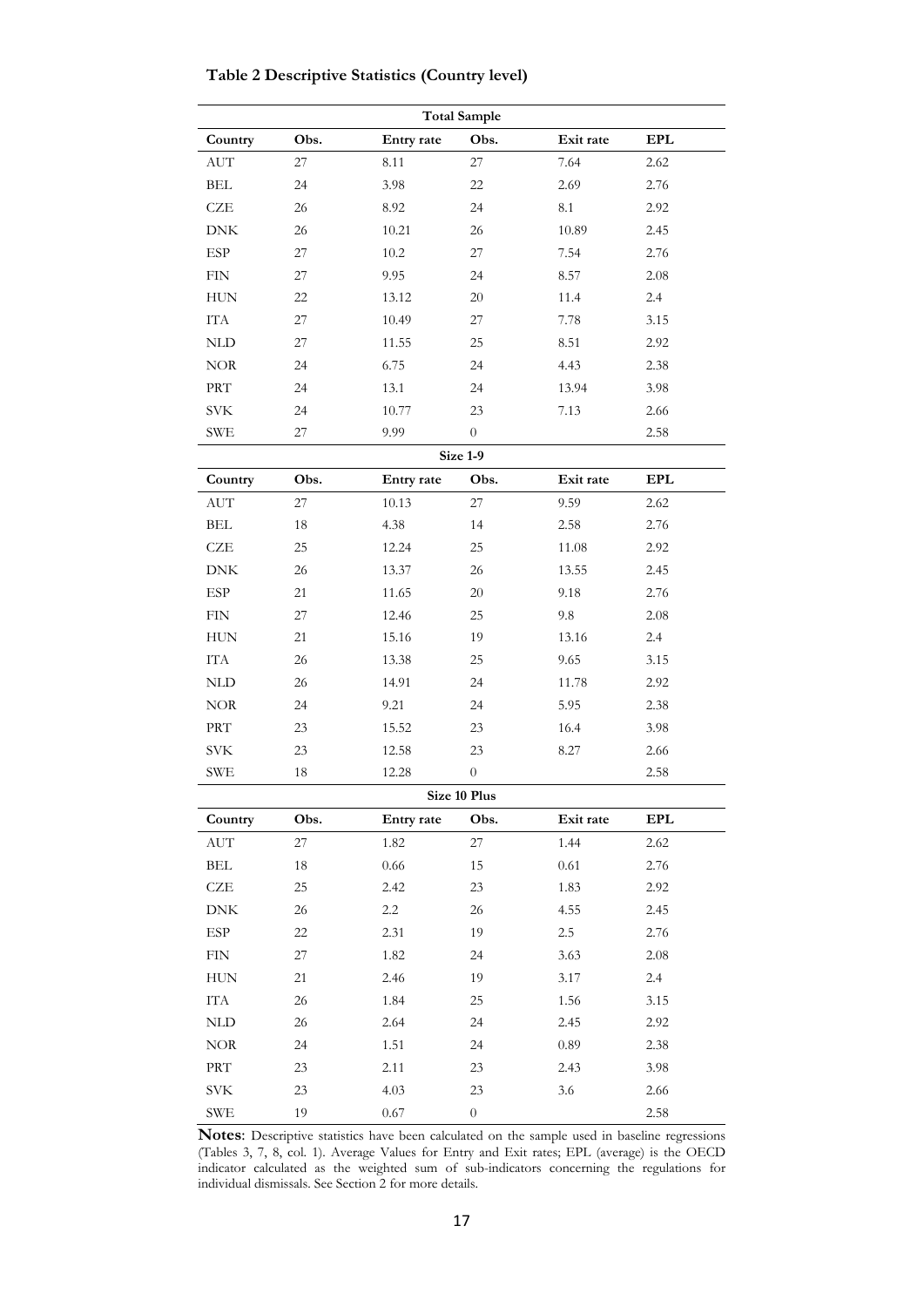**Table 2 Descriptive Statistics (Country level)**

| Total Sample | | | | | |
|---|---|---|---|---|---|
| **Country** | **Obs.** | **Entry rate** | **Obs.** | **Exit rate** | **EPL** |
| AUT | 27 | 8.11 | 27 | 7.64 | 2.62 |
| BEL | 24 | 3.98 | 22 | 2.69 | 2.76 |
| CZE | 26 | 8.92 | 24 | 8.1 | 2.92 |
| DNK | 26 | 10.21 | 26 | 10.89 | 2.45 |
| ESP | 27 | 10.2 | 27 | 7.54 | 2.76 |
| FIN | 27 | 9.95 | 24 | 8.57 | 2.08 |
| HUN | 22 | 13.12 | 20 | 11.4 | 2.4 |
| ITA | 27 | 10.49 | 27 | 7.78 | 3.15 |
| NLD | 27 | 11.55 | 25 | 8.51 | 2.92 |
| NOR | 24 | 6.75 | 24 | 4.43 | 2.38 |
| PRT | 24 | 13.1 | 24 | 13.94 | 3.98 |
| SVK | 24 | 10.77 | 23 | 7.13 | 2.66 |
| SWE | 27 | 9.99 | 0 | | 2.58 |
| **Size 1-9** | | | | | |
| **Country** | **Obs.** | **Entry rate** | **Obs.** | **Exit rate** | **EPL** |
| AUT | 27 | 10.13 | 27 | 9.59 | 2.62 |
| BEL | 18 | 4.38 | 14 | 2.58 | 2.76 |
| CZE | 25 | 12.24 | 25 | 11.08 | 2.92 |
| DNK | 26 | 13.37 | 26 | 13.55 | 2.45 |
| ESP | 21 | 11.65 | 20 | 9.18 | 2.76 |
| FIN | 27 | 12.46 | 25 | 9.8 | 2.08 |
| HUN | 21 | 15.16 | 19 | 13.16 | 2.4 |
| ITA | 26 | 13.38 | 25 | 9.65 | 3.15 |
| NLD | 26 | 14.91 | 24 | 11.78 | 2.92 |
| NOR | 24 | 9.21 | 24 | 5.95 | 2.38 |
| PRT | 23 | 15.52 | 23 | 16.4 | 3.98 |
| SVK | 23 | 12.58 | 23 | 8.27 | 2.66 |
| SWE | 18 | 12.28 | 0 | | 2.58 |
| **Size 10 Plus** | | | | | |
| **Country** | **Obs.** | **Entry rate** | **Obs.** | **Exit rate** | **EPL** |
| AUT | 27 | 1.82 | 27 | 1.44 | 2.62 |
| BEL | 18 | 0.66 | 15 | 0.61 | 2.76 |
| CZE | 25 | 2.42 | 23 | 1.83 | 2.92 |
| DNK | 26 | 2.2 | 26 | 4.55 | 2.45 |
| ESP | 22 | 2.31 | 19 | 2.5 | 2.76 |
| FIN | 27 | 1.82 | 24 | 3.63 | 2.08 |
| HUN | 21 | 2.46 | 19 | 3.17 | 2.4 |
| ITA | 26 | 1.84 | 25 | 1.56 | 3.15 |
| NLD | 26 | 2.64 | 24 | 2.45 | 2.92 |
| NOR | 24 | 1.51 | 24 | 0.89 | 2.38 |
| PRT | 23 | 2.11 | 23 | 2.43 | 3.98 |
| SVK | 23 | 4.03 | 23 | 3.6 | 2.66 |
| SWE | 19 | 0.67 | 0 | | 2.58 |

**Notes**: Descriptive statistics have been calculated on the sample used in baseline regressions (Tables 3, 7, 8, col. 1). Average Values for Entry and Exit rates; EPL (average) is the OECD indicator calculated as the weighted sum of sub-indicators concerning the regulations for individual dismissals. See Section 2 for more details.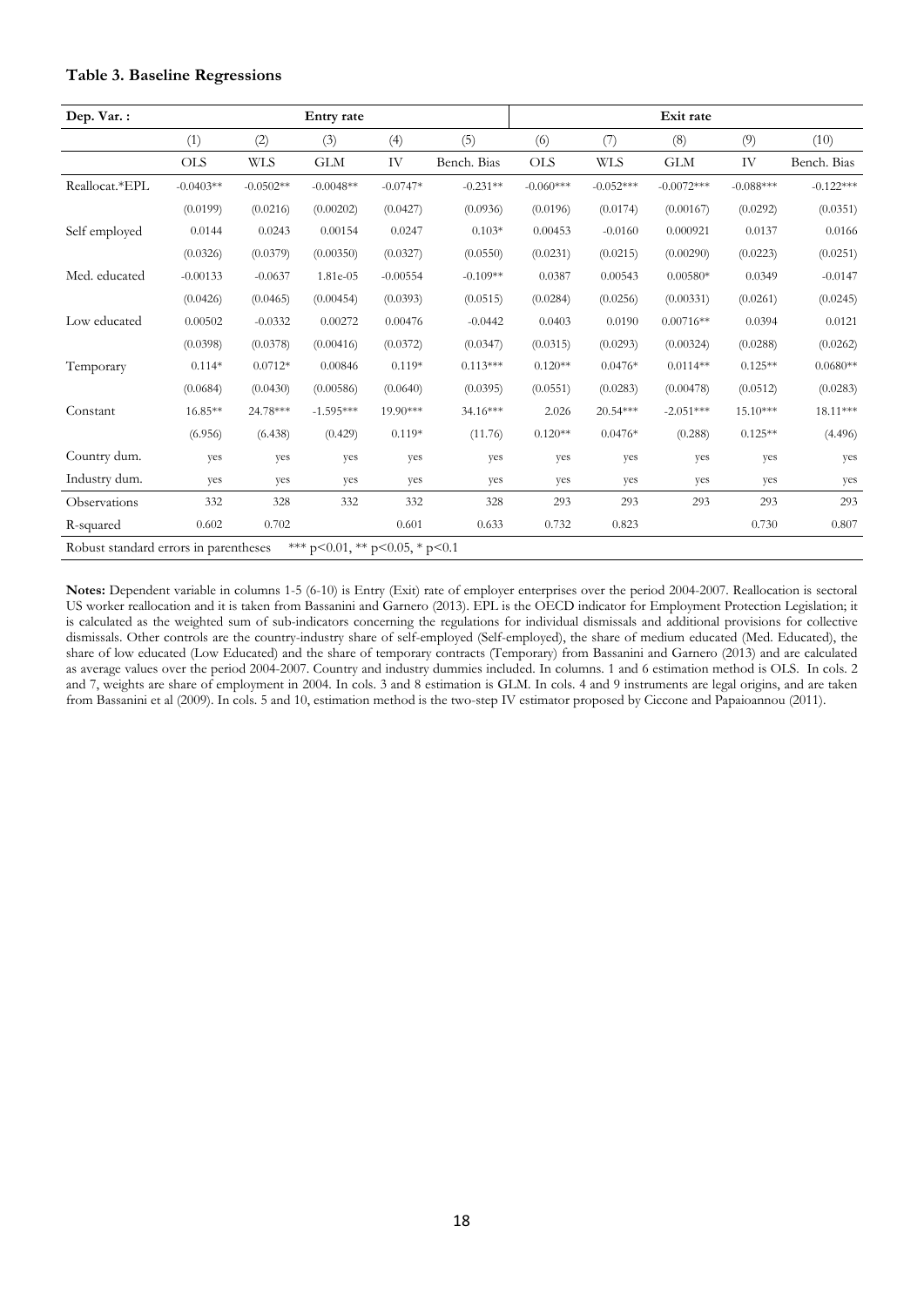**Table 3. Baseline Regressions**

| Dep. Var. : | Entry rate | | | | | Exit rate | | | | |
|---|---|---|---|---|---|---|---|---|---|---|
| | (1) | (2) | (3) | (4) | (5) | (6) | (7) | (8) | (9) | (10) |
| | OLS | WLS | GLM | IV | Bench. Bias | OLS | WLS | GLM | IV | Bench. Bias |
| Reallocat.*EPL | -0.0403** | -0.0502** | -0.0048** | -0.0747* | -0.231** | -0.060*** | -0.052*** | -0.0072*** | -0.088*** | -0.122*** |
| | (0.0199) | (0.0216) | (0.00202) | (0.0427) | (0.0936) | (0.0196) | (0.0174) | (0.00167) | (0.0292) | (0.0351) |
| Self employed | 0.0144 | 0.0243 | 0.00154 | 0.0247 | 0.103* | 0.00453 | -0.0160 | 0.000921 | 0.0137 | 0.0166 |
| | (0.0326) | (0.0379) | (0.00350) | (0.0327) | (0.0550) | (0.0231) | (0.0215) | (0.00290) | (0.0223) | (0.0251) |
| Med. educated | -0.00133 | -0.0637 | 1.81e-05 | -0.00554 | -0.109** | 0.0387 | 0.00543 | 0.00580* | 0.0349 | -0.0147 |
| | (0.0426) | (0.0465) | (0.00454) | (0.0393) | (0.0515) | (0.0284) | (0.0256) | (0.00331) | (0.0261) | (0.0245) |
| Low educated | 0.00502 | -0.0332 | 0.00272 | 0.00476 | -0.0442 | 0.0403 | 0.0190 | 0.00716** | 0.0394 | 0.0121 |
| | (0.0398) | (0.0378) | (0.00416) | (0.0372) | (0.0347) | (0.0315) | (0.0293) | (0.00324) | (0.0288) | (0.0262) |
| Temporary | 0.114* | 0.0712* | 0.00846 | 0.119* | 0.113*** | 0.120** | 0.0476* | 0.0114** | 0.125** | 0.0680** |
| | (0.0684) | (0.0430) | (0.00586) | (0.0640) | (0.0395) | (0.0551) | (0.0283) | (0.00478) | (0.0512) | (0.0283) |
| Constant | 16.85** | 24.78*** | -1.595*** | 19.90*** | 34.16*** | 2.026 | 20.54*** | -2.051*** | 15.10*** | 18.11*** |
| | (6.956) | (6.438) | (0.429) | 0.119* | (11.76) | 0.120** | 0.0476* | (0.288) | 0.125** | (4.496) |
| Country dum. | yes | yes | yes | yes | yes | yes | yes | yes | yes | yes |
| Industry dum. | yes | yes | yes | yes | yes | yes | yes | yes | yes | yes |
| Observations | 332 | 328 | 332 | 332 | 328 | 293 | 293 | 293 | 293 | 293 |
| R-squared | 0.602 | 0.702 | | 0.601 | 0.633 | 0.732 | 0.823 | | 0.730 | 0.807 |

Robust standard errors in parentheses   *** p<0.01, ** p<0.05, * p<0.1

**Notes:** Dependent variable in columns 1-5 (6-10) is Entry (Exit) rate of employer enterprises over the period 2004-2007. Reallocation is sectoral US worker reallocation and it is taken from Bassanini and Garnero (2013). EPL is the OECD indicator for Employment Protection Legislation; it is calculated as the weighted sum of sub-indicators concerning the regulations for individual dismissals and additional provisions for collective dismissals. Other controls are the country-industry share of self-employed (Self-employed), the share of medium educated (Med. Educated), the share of low educated (Low Educated) and the share of temporary contracts (Temporary) from Bassanini and Garnero (2013) and are calculated as average values over the period 2004-2007. Country and industry dummies included. In columns. 1 and 6 estimation method is OLS. In cols. 2 and 7, weights are share of employment in 2004. In cols. 3 and 8 estimation is GLM. In cols. 4 and 9 instruments are legal origins, and are taken from Bassanini et al (2009). In cols. 5 and 10, estimation method is the two-step IV estimator proposed by Ciccone and Papaioannou (2011).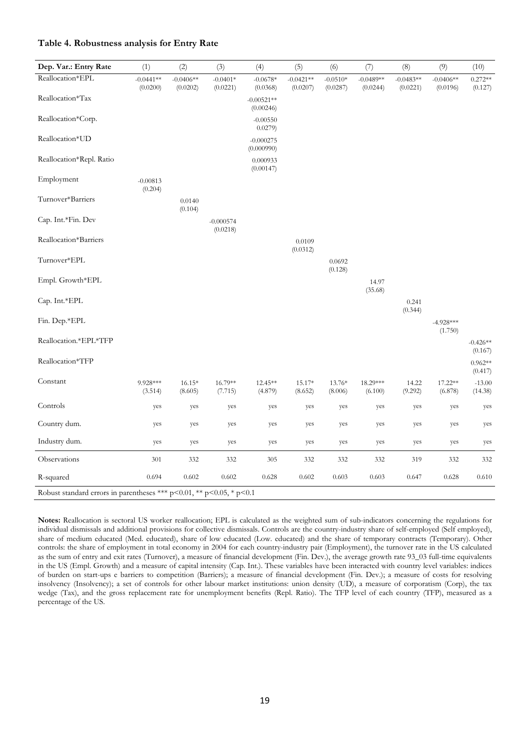**Table 4. Robustness analysis for Entry Rate**

| Dep. Var.: Entry Rate | (1) | (2) | (3) | (4) | (5) | (6) | (7) | (8) | (9) | (10) |
|---|---|---|---|---|---|---|---|---|---|---|
| Reallocation*EPL | -0.0441** (0.0200) | -0.0406** (0.0202) | -0.0401* (0.0221) | -0.0678* (0.0368) | -0.0421** (0.0207) | -0.0510* (0.0287) | -0.0489** (0.0244) | -0.0483** (0.0221) | -0.0406** (0.0196) | 0.272** (0.127) |
| Reallocation*Tax | | | | -0.00521** (0.00246) | | | | | | |
| Reallocation*Corp. | | | | -0.00550 0.0279) | | | | | | |
| Reallocation*UD | | | | -0.000275 (0.000990) | | | | | | |
| Reallocation*Repl. Ratio | | | | 0.000933 (0.00147) | | | | | | |
| Employment | -0.00813 (0.204) | | | | | | | | | |
| Turnover*Barriers | | 0.0140 (0.104) | | | | | | | | |
| Cap. Int.*Fin. Dev | | | -0.000574 (0.0218) | | | | | | | |
| Reallocation*Barriers | | | | | 0.0109 (0.0312) | | | | | |
| Turnover*EPL | | | | | | 0.0692 (0.128) | | | | |
| Empl. Growth*EPL | | | | | | | 14.97 (35.68) | | | |
| Cap. Int.*EPL | | | | | | | | 0.241 (0.344) | | |
| Fin. Dep.*EPL | | | | | | | | | -4.928*** (1.750) | |
| Reallocation.*EPL*TFP | | | | | | | | | | -0.426** (0.167) |
| Reallocation*TFP | | | | | | | | | | 0.962** (0.417) |
| Constant | 9.928*** (3.514) | 16.15* (8.605) | 16.79** (7.715) | 12.45** (4.879) | 15.17* (8.652) | 13.76* (8.006) | 18.29*** (6.100) | 14.22 (9.292) | 17.22** (6.878) | -13.00 (14.38) |
| Controls | yes | yes | yes | yes | yes | yes | yes | yes | yes | yes |
| Country dum. | yes | yes | yes | yes | yes | yes | yes | yes | yes | yes |
| Industry dum. | yes | yes | yes | yes | yes | yes | yes | yes | yes | yes |
| Observations | 301 | 332 | 332 | 305 | 332 | 332 | 332 | 319 | 332 | 332 |
| R-squared | 0.694 | 0.602 | 0.602 | 0.628 | 0.602 | 0.603 | 0.603 | 0.647 | 0.628 | 0.610 |

Robust standard errors in parentheses *** p<0.01, ** p<0.05, * p<0.1

**Notes:** Reallocation is sectoral US worker reallocation; EPL is calculated as the weighted sum of sub-indicators concerning the regulations for individual dismissals and additional provisions for collective dismissals. Controls are the country-industry share of self-employed (Self employed), share of medium educated (Med. educated), share of low educated (Low. educated) and the share of temporary contracts (Temporary). Other controls: the share of employment in total economy in 2004 for each country-industry pair (Employment), the turnover rate in the US calculated as the sum of entry and exit rates (Turnover), a measure of financial development (Fin. Dev.), the average growth rate 93_03 full-time equivalents in the US (Empl. Growth) and a measure of capital intensity (Cap. Int.). These variables have been interacted with country level variables: indices of burden on start-ups e barriers to competition (Barriers); a measure of financial development (Fin. Dev.); a measure of costs for resolving insolvency (Insolvency); a set of controls for other labour market institutions: union density (UD), a measure of corporatism (Corp), the tax wedge (Tax), and the gross replacement rate for unemployment benefits (Repl. Ratio). The TFP level of each country (TFP), measured as a percentage of the US.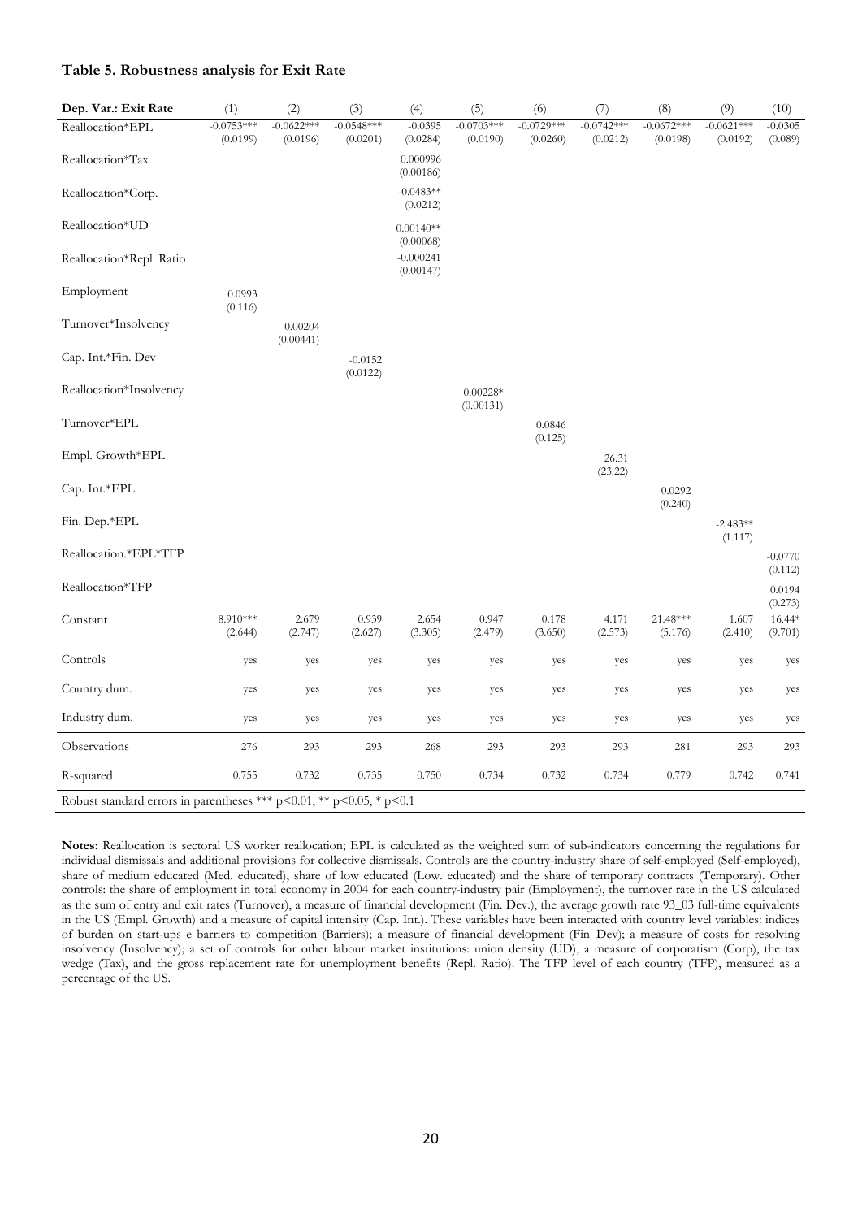### Table 5. Robustness analysis for Exit Rate

| Dep. Var.: Exit Rate | (1) | (2) | (3) | (4) | (5) | (6) | (7) | (8) | (9) | (10) |
|---|---|---|---|---|---|---|---|---|---|---|
| Reallocation*EPL | -0.0753*** (0.0199) | -0.0622*** (0.0196) | -0.0548*** (0.0201) | -0.0395 (0.0284) | -0.0703*** (0.0190) | -0.0729*** (0.0260) | -0.0742*** (0.0212) | -0.0672*** (0.0198) | -0.0621*** (0.0192) | -0.0305 (0.089) |
| Reallocation*Tax | | | | 0.000996 (0.00186) | | | | | | |
| Reallocation*Corp. | | | | -0.0483** (0.0212) | | | | | | |
| Reallocation*UD | | | | 0.00140** (0.00068) | | | | | | |
| Reallocation*Repl. Ratio | | | | -0.000241 (0.00147) | | | | | | |
| Employment | 0.0993 (0.116) | | | | | | | | | |
| Turnover*Insolvency | | 0.00204 (0.00441) | | | | | | | | |
| Cap. Int.*Fin. Dev | | | -0.0152 (0.0122) | | | | | | | |
| Reallocation*Insolvency | | | | | 0.00228* (0.00131) | | | | | |
| Turnover*EPL | | | | | | 0.0846 (0.125) | | | | |
| Empl. Growth*EPL | | | | | | | 26.31 (23.22) | | | |
| Cap. Int.*EPL | | | | | | | | 0.0292 (0.240) | | |
| Fin. Dep.*EPL | | | | | | | | | -2.483** (1.117) | |
| Reallocation.*EPL*TFP | | | | | | | | | | -0.0770 (0.112) |
| Reallocation*TFP | | | | | | | | | | 0.0194 (0.273) |
| Constant | 8.910*** (2.644) | 2.679 (2.747) | 0.939 (2.627) | 2.654 (3.305) | 0.947 (2.479) | 0.178 (3.650) | 4.171 (2.573) | 21.48*** (5.176) | 1.607 (2.410) | 16.44* (9.701) |
| Controls | yes | yes | yes | yes | yes | yes | yes | yes | yes | yes |
| Country dum. | yes | yes | yes | yes | yes | yes | yes | yes | yes | yes |
| Industry dum. | yes | yes | yes | yes | yes | yes | yes | yes | yes | yes |
| Observations | 276 | 293 | 293 | 268 | 293 | 293 | 293 | 281 | 293 | 293 |
| R-squared | 0.755 | 0.732 | 0.735 | 0.750 | 0.734 | 0.732 | 0.734 | 0.779 | 0.742 | 0.741 |

Robust standard errors in parentheses *** p<0.01, ** p<0.05, * p<0.1

**Notes:** Reallocation is sectoral US worker reallocation; EPL is calculated as the weighted sum of sub-indicators concerning the regulations for individual dismissals and additional provisions for collective dismissals. Controls are the country-industry share of self-employed (Self-employed), share of medium educated (Med. educated), share of low educated (Low. educated) and the share of temporary contracts (Temporary). Other controls: the share of employment in total economy in 2004 for each country-industry pair (Employment), the turnover rate in the US calculated as the sum of entry and exit rates (Turnover), a measure of financial development (Fin. Dev.), the average growth rate 93_03 full-time equivalents in the US (Empl. Growth) and a measure of capital intensity (Cap. Int.). These variables have been interacted with country level variables: indices of burden on start-ups e barriers to competition (Barriers); a measure of financial development (Fin_Dev); a measure of costs for resolving insolvency (Insolvency); a set of controls for other labour market institutions: union density (UD), a measure of corporatism (Corp), the tax wedge (Tax), and the gross replacement rate for unemployment benefits (Repl. Ratio). The TFP level of each country (TFP), measured as a percentage of the US.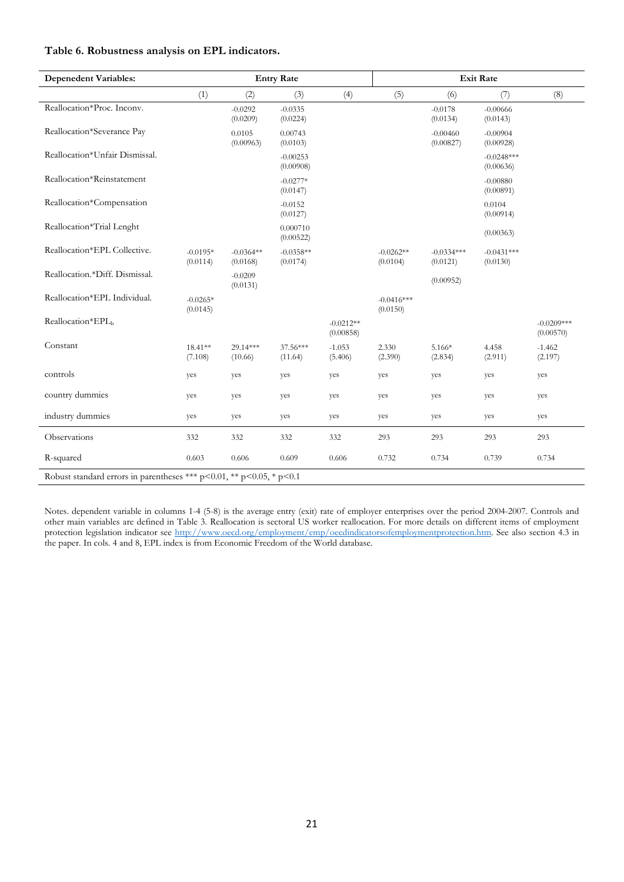**Table 6. Robustness analysis on EPL indicators.**

| Depenedent Variables: | Entry Rate | | | | Exit Rate | | | |
|---|---|---|---|---|---|---|---|---|
| | (1) | (2) | (3) | (4) | (5) | (6) | (7) | (8) |
| Reallocation*Proc. Inconv. | | -0.0292 | -0.0335 | | | -0.0178 | -0.00666 | |
| | | (0.0209) | (0.0224) | | | (0.0134) | (0.0143) | |
| Reallocation*Severance Pay | | 0.0105 | 0.00743 | | | -0.00460 | -0.00904 | |
| | | (0.00963) | (0.0103) | | | (0.00827) | (0.00928) | |
| Reallocation*Unfair Dismissal. | | | -0.00253 | | | | -0.0248*** | |
| | | | (0.00908) | | | | (0.00636) | |
| Reallocation*Reinstatement | | | -0.0277* | | | | -0.00880 | |
| | | | (0.0147) | | | | (0.00891) | |
| Reallocation*Compensation | | | -0.0152 | | | | 0.0104 | |
| | | | (0.0127) | | | | (0.00914) | |
| Reallocation*Trial Lenght | | | 0.000710 | | | | | |
| | | | (0.00522) | | | | (0.00363) | |
| Reallocation*EPL Collective. | -0.0195* | -0.0364** | -0.0358** | | -0.0262** | -0.0334*** | -0.0431*** | |
| | (0.0114) | (0.0168) | (0.0174) | | (0.0104) | (0.0121) | (0.0130) | |
| Reallocation.*Diff. Dismissal. | | -0.0209 | | | | | | |
| | | (0.0131) | | | | (0.00952) | | |
| Reallocation*EPL Individual. | -0.0265* | | | | -0.0416*** | | | |
| | (0.0145) | | | | (0.0150) | | | |
| Reallocation*$EPL_b$ | | | | -0.0212** | | | | -0.0209*** |
| | | | | (0.00858) | | | | (0.00570) |
| Constant | 18.41** | 29.14*** | 37.56*** | -1.053 | 2.330 | 5.166* | 4.458 | -1.462 |
| | (7.108) | (10.66) | (11.64) | (5.406) | (2.390) | (2.834) | (2.911) | (2.197) |
| controls | yes | yes | yes | yes | yes | yes | yes | yes |
| country dummies | yes | yes | yes | yes | yes | yes | yes | yes |
| industry dummies | yes | yes | yes | yes | yes | yes | yes | yes |
| Observations | 332 | 332 | 332 | 332 | 293 | 293 | 293 | 293 |
| R-squared | 0.603 | 0.606 | 0.609 | 0.606 | 0.732 | 0.734 | 0.739 | 0.734 |

Robust standard errors in parentheses *** p<0.01, ** p<0.05, * p<0.1

Notes. dependent variable in columns 1-4 (5-8) is the average entry (exit) rate of employer enterprises over the period 2004-2007. Controls and other main variables are defined in Table 3. Reallocation is sectoral US worker reallocation. For more details on different items of employment protection legislation indicator see http://www.oecd.org/employment/emp/oecdindicatorsofemploymentprotection.htm. See also section 4.3 in the paper. In cols. 4 and 8, EPL index is from Economic Freedom of the World database.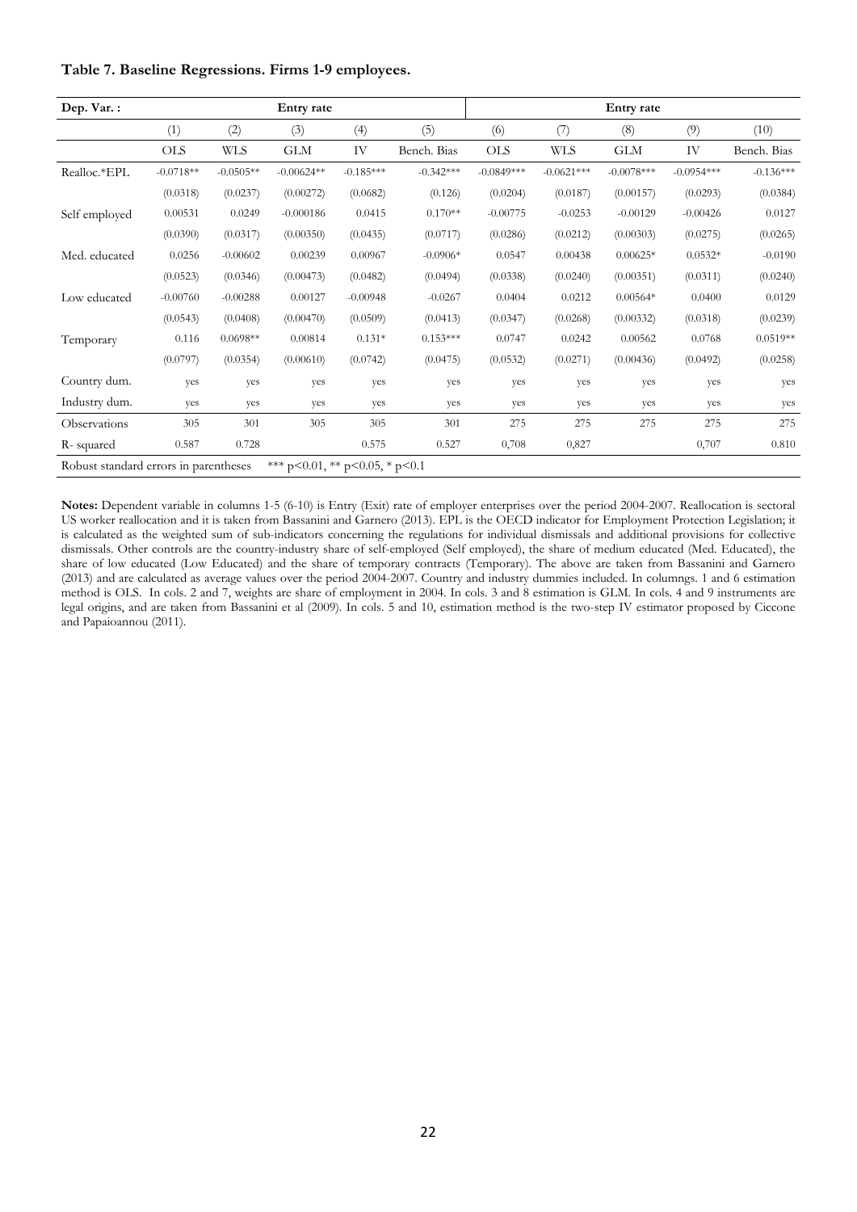**Table 7. Baseline Regressions. Firms 1-9 employees.**

| Dep. Var. : | Entry rate | | | | | Entry rate | | | | |
|---|---|---|---|---|---|---|---|---|---|---|
| | (1) | (2) | (3) | (4) | (5) | (6) | (7) | (8) | (9) | (10) |
| | OLS | WLS | GLM | IV | Bench. Bias | OLS | WLS | GLM | IV | Bench. Bias |
| Realloc.*EPL | -0.0718** | -0.0505** | -0.00624** | -0.185*** | -0.342*** | -0.0849*** | -0.0621*** | -0.0078*** | -0.0954*** | -0.136*** |
| | (0.0318) | (0.0237) | (0.00272) | (0.0682) | (0.126) | (0.0204) | (0.0187) | (0.00157) | (0.0293) | (0.0384) |
| Self employed | 0.00531 | 0.0249 | -0.000186 | 0.0415 | 0.170** | -0.00775 | -0.0253 | -0.00129 | -0.00426 | 0.0127 |
| | (0.0390) | (0.0317) | (0.00350) | (0.0435) | (0.0717) | (0.0286) | (0.0212) | (0.00303) | (0.0275) | (0.0265) |
| Med. educated | 0.0256 | -0.00602 | 0.00239 | 0.00967 | -0.0906* | 0.0547 | 0.00438 | 0.00625* | 0.0532* | -0.0190 |
| | (0.0523) | (0.0346) | (0.00473) | (0.0482) | (0.0494) | (0.0338) | (0.0240) | (0.00351) | (0.0311) | (0.0240) |
| Low educated | -0.00760 | -0.00288 | 0.00127 | -0.00948 | -0.0267 | 0.0404 | 0.0212 | 0.00564* | 0.0400 | 0.0129 |
| | (0.0543) | (0.0408) | (0.00470) | (0.0509) | (0.0413) | (0.0347) | (0.0268) | (0.00332) | (0.0318) | (0.0239) |
| Temporary | 0.116 | 0.0698** | 0.00814 | 0.131* | 0.153*** | 0.0747 | 0.0242 | 0.00562 | 0.0768 | 0.0519** |
| | (0.0797) | (0.0354) | (0.00610) | (0.0742) | (0.0475) | (0.0532) | (0.0271) | (0.00436) | (0.0492) | (0.0258) |
| Country dum. | yes | yes | yes | yes | yes | yes | yes | yes | yes | yes |
| Industry dum. | yes | yes | yes | yes | yes | yes | yes | yes | yes | yes |
| Observations | 305 | 301 | 305 | 305 | 301 | 275 | 275 | 275 | 275 | 275 |
| R- squared | 0.587 | 0.728 | | 0.575 | 0.527 | 0,708 | 0,827 | | 0,707 | 0.810 |
| Robust standard errors in parentheses | *** p<0.01, ** p<0.05, * p<0.1 | | | | | | | | | |

**Notes:** Dependent variable in columns 1-5 (6-10) is Entry (Exit) rate of employer enterprises over the period 2004-2007. Reallocation is sectoral US worker reallocation and it is taken from Bassanini and Garnero (2013). EPL is the OECD indicator for Employment Protection Legislation; it is calculated as the weighted sum of sub-indicators concerning the regulations for individual dismissals and additional provisions for collective dismissals. Other controls are the country-industry share of self-employed (Self employed), the share of medium educated (Med. Educated), the share of low educated (Low Educated) and the share of temporary contracts (Temporary). The above are taken from Bassanini and Garnero (2013) and are calculated as average values over the period 2004-2007. Country and industry dummies included. In columngs. 1 and 6 estimation method is OLS. In cols. 2 and 7, weights are share of employment in 2004. In cols. 3 and 8 estimation is GLM. In cols. 4 and 9 instruments are legal origins, and are taken from Bassanini et al (2009). In cols. 5 and 10, estimation method is the two-step IV estimator proposed by Ciccone and Papaioannou (2011).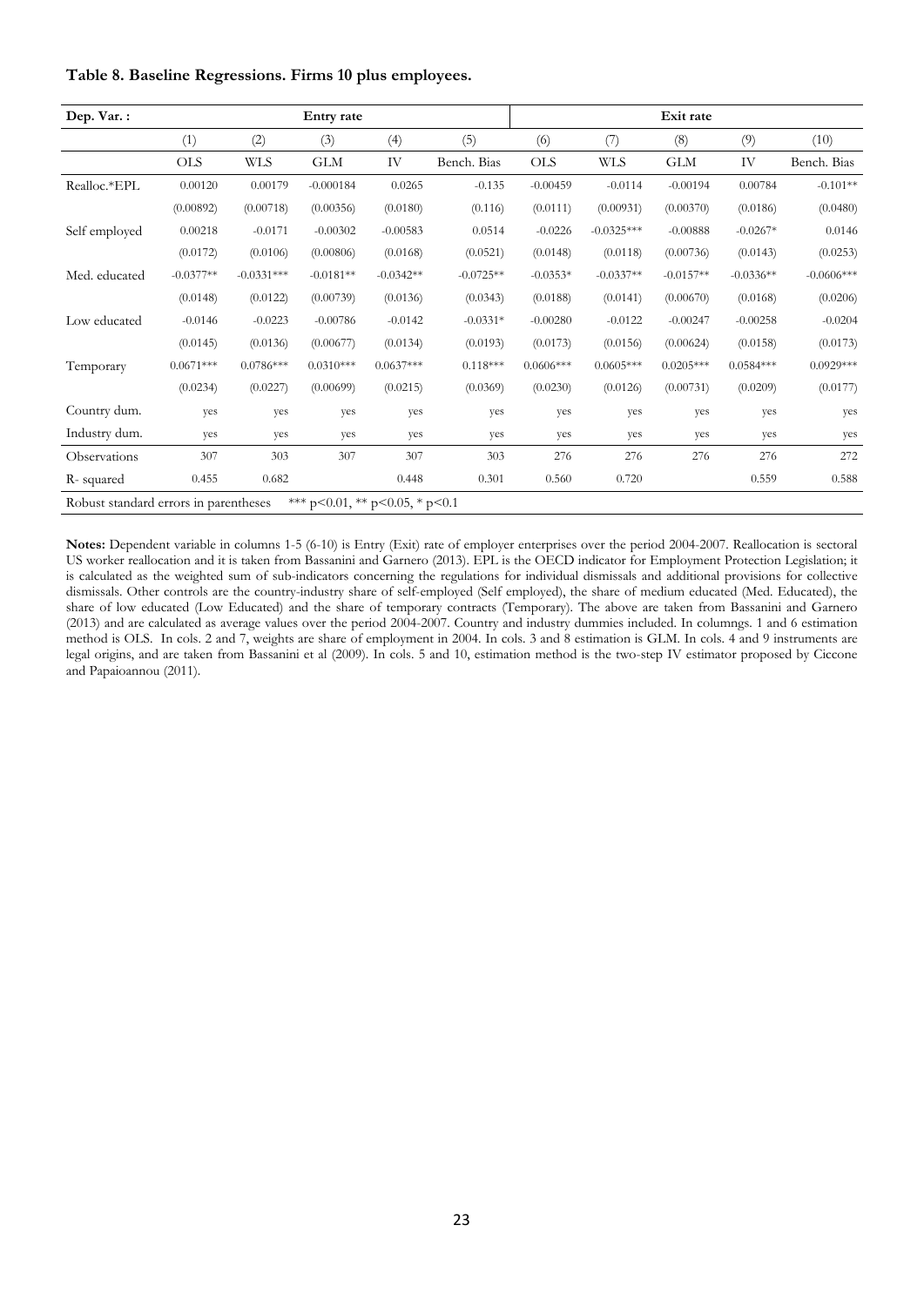**Table 8. Baseline Regressions. Firms 10 plus employees.**

| Dep. Var. : | Entry rate | | | | | Exit rate | | | | |
|---|---|---|---|---|---|---|---|---|---|---|
| | (1) | (2) | (3) | (4) | (5) | (6) | (7) | (8) | (9) | (10) |
| | OLS | WLS | GLM | IV | Bench. Bias | OLS | WLS | GLM | IV | Bench. Bias |
| Realloc.*EPL | 0.00120 | 0.00179 | -0.000184 | 0.0265 | -0.135 | -0.00459 | -0.0114 | -0.00194 | 0.00784 | -0.101** |
| | (0.00892) | (0.00718) | (0.00356) | (0.0180) | (0.116) | (0.0111) | (0.00931) | (0.00370) | (0.0186) | (0.0480) |
| Self employed | 0.00218 | -0.0171 | -0.00302 | -0.00583 | 0.0514 | -0.0226 | -0.0325*** | -0.00888 | -0.0267* | 0.0146 |
| | (0.0172) | (0.0106) | (0.00806) | (0.0168) | (0.0521) | (0.0148) | (0.0118) | (0.00736) | (0.0143) | (0.0253) |
| Med. educated | -0.0377** | -0.0331*** | -0.0181** | -0.0342** | -0.0725** | -0.0353* | -0.0337** | -0.0157** | -0.0336** | -0.0606*** |
| | (0.0148) | (0.0122) | (0.00739) | (0.0136) | (0.0343) | (0.0188) | (0.0141) | (0.00670) | (0.0168) | (0.0206) |
| Low educated | -0.0146 | -0.0223 | -0.00786 | -0.0142 | -0.0331* | -0.00280 | -0.0122 | -0.00247 | -0.00258 | -0.0204 |
| | (0.0145) | (0.0136) | (0.00677) | (0.0134) | (0.0193) | (0.0173) | (0.0156) | (0.00624) | (0.0158) | (0.0173) |
| Temporary | 0.0671*** | 0.0786*** | 0.0310*** | 0.0637*** | 0.118*** | 0.0606*** | 0.0605*** | 0.0205*** | 0.0584*** | 0.0929*** |
| | (0.0234) | (0.0227) | (0.00699) | (0.0215) | (0.0369) | (0.0230) | (0.0126) | (0.00731) | (0.0209) | (0.0177) |
| Country dum. | yes | yes | yes | yes | yes | yes | yes | yes | yes | yes |
| Industry dum. | yes | yes | yes | yes | yes | yes | yes | yes | yes | yes |
| Observations | 307 | 303 | 307 | 307 | 303 | 276 | 276 | 276 | 276 | 272 |
| R- squared | 0.455 | 0.682 | | 0.448 | 0.301 | 0.560 | 0.720 | | 0.559 | 0.588 |

Robust standard errors in parentheses *** p<0.01, ** p<0.05, * p<0.1

**Notes:** Dependent variable in columns 1-5 (6-10) is Entry (Exit) rate of employer enterprises over the period 2004-2007. Reallocation is sectoral US worker reallocation and it is taken from Bassanini and Garnero (2013). EPL is the OECD indicator for Employment Protection Legislation; it is calculated as the weighted sum of sub-indicators concerning the regulations for individual dismissals and additional provisions for collective dismissals. Other controls are the country-industry share of self-employed (Self employed), the share of medium educated (Med. Educated), the share of low educated (Low Educated) and the share of temporary contracts (Temporary). The above are taken from Bassanini and Garnero (2013) and are calculated as average values over the period 2004-2007. Country and industry dummies included. In columngs. 1 and 6 estimation method is OLS. In cols. 2 and 7, weights are share of employment in 2004. In cols. 3 and 8 estimation is GLM. In cols. 4 and 9 instruments are legal origins, and are taken from Bassanini et al (2009). In cols. 5 and 10, estimation method is the two-step IV estimator proposed by Ciccone and Papaioannou (2011).